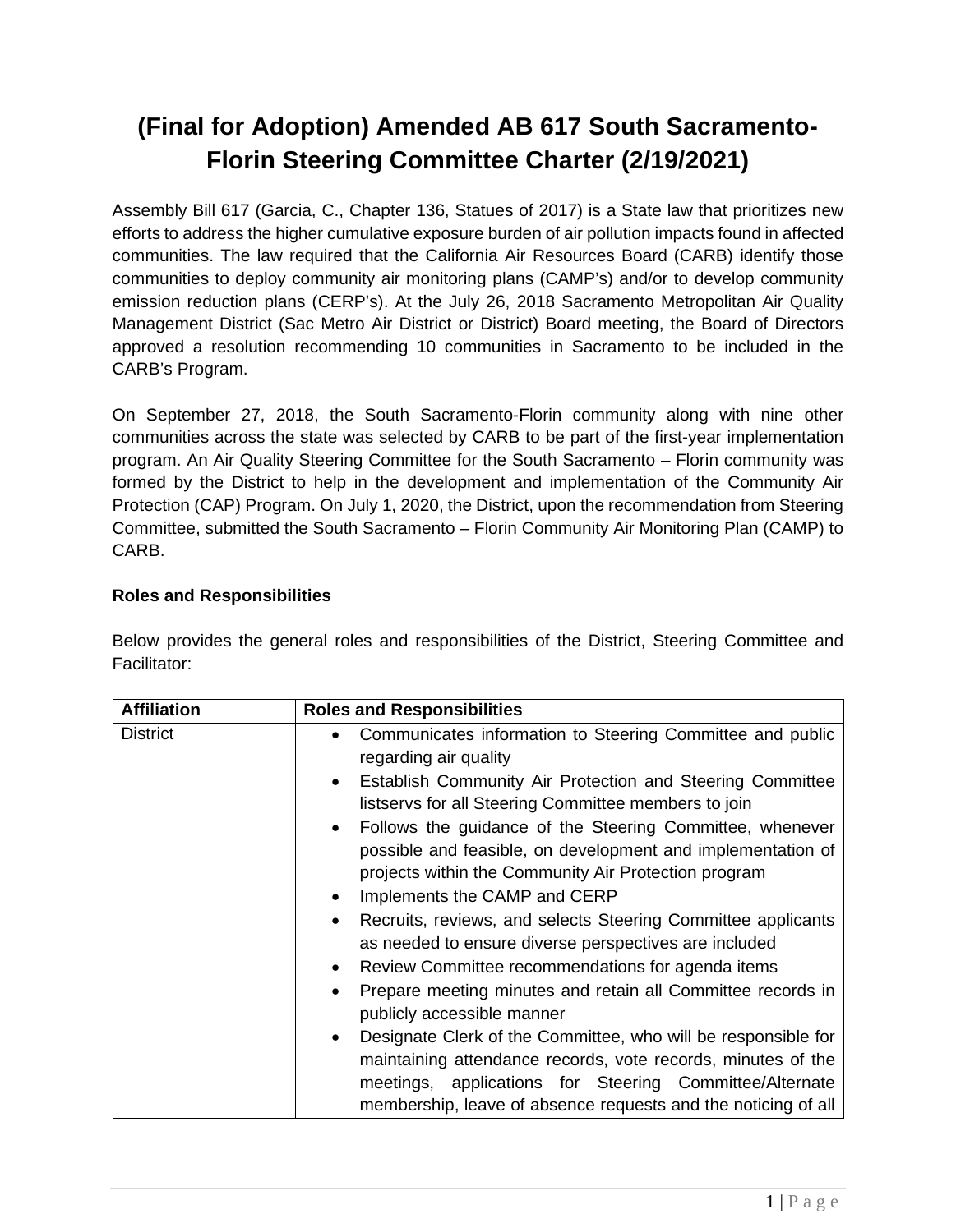# (Final for Adoption) Amended AB 617 South Sacramento-Florin Steering Committee Charter (2/19/2021)

Assembly Bill 617 (Garcia, C., Chapter 136, Statues of 2017) is a State law that prioritizes new efforts to address the higher cumulative exposure burden of air pollution impacts found in affected communities. The law required that the California Air Resources Board (CARB) identify those communities to deploy community air monitoring plans (CAMP's) and/or to develop community emission reduction plans (CERP's). At the July 26, 2018 Sacramento Metropolitan Air Quality Management District (Sac Metro Air District or District) Board meeting, the Board of Directors approved a resolution recommending 10 communities in Sacramento to be included in the CARB's Program.

On September 27, 2018, the South Sacramento-Florin community along with nine other communities across the state was selected by CARB to be part of the first-year implementation program. An Air Quality Steering Committee for the South Sacramento – Florin community was formed by the District to help in the development and implementation of the Community Air Protection (CAP) Program. On July 1, 2020, the District, upon the recommendation from Steering Committee, submitted the South Sacramento – Florin Community Air Monitoring Plan (CAMP) to CARB.

**Roles and Responsibilities**

Below provides the general roles and responsibilities of the District, Steering Committee and Facilitator:

| Affiliation | Roles and Responsibilities |
|---|---|
| District | • Communicates information to Steering Committee and public regarding air quality<br>• Establish Community Air Protection and Steering Committee listservs for all Steering Committee members to join<br>• Follows the guidance of the Steering Committee, whenever possible and feasible, on development and implementation of projects within the Community Air Protection program<br>• Implements the CAMP and CERP<br>• Recruits, reviews, and selects Steering Committee applicants as needed to ensure diverse perspectives are included<br>• Review Committee recommendations for agenda items<br>• Prepare meeting minutes and retain all Committee records in publicly accessible manner<br>• Designate Clerk of the Committee, who will be responsible for maintaining attendance records, vote records, minutes of the meetings, applications for Steering Committee/Alternate membership, leave of absence requests and the noticing of all |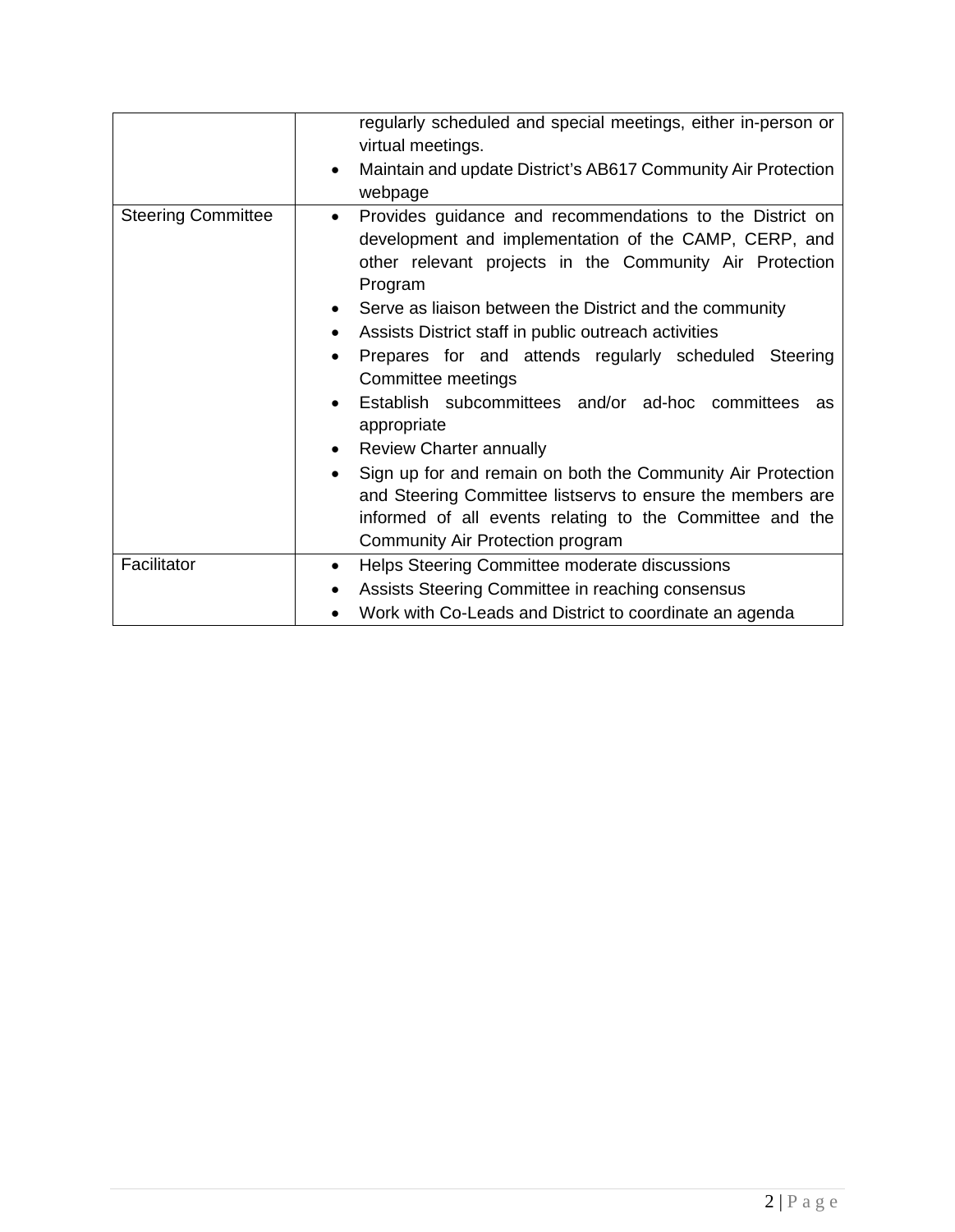| | |
|---|---|
| | regularly scheduled and special meetings, either in-person or virtual meetings.<br>• Maintain and update District's AB617 Community Air Protection webpage |
| Steering Committee | • Provides guidance and recommendations to the District on development and implementation of the CAMP, CERP, and other relevant projects in the Community Air Protection Program<br>• Serve as liaison between the District and the community<br>• Assists District staff in public outreach activities<br>• Prepares for and attends regularly scheduled Steering Committee meetings<br>• Establish subcommittees and/or ad-hoc committees as appropriate<br>• Review Charter annually<br>• Sign up for and remain on both the Community Air Protection and Steering Committee listservs to ensure the members are informed of all events relating to the Committee and the Community Air Protection program |
| Facilitator | • Helps Steering Committee moderate discussions<br>• Assists Steering Committee in reaching consensus<br>• Work with Co-Leads and District to coordinate an agenda |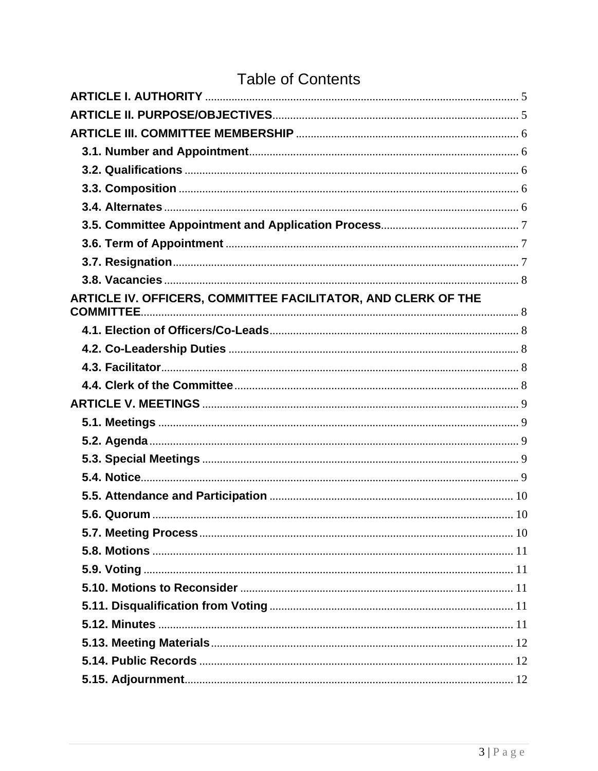# Table of Contents

**ARTICLE I. AUTHORITY** ........................................................ 5

**ARTICLE II. PURPOSE/OBJECTIVES** ........................................................ 5

**ARTICLE III. COMMITTEE MEMBERSHIP** ........................................................ 6

- **3.1. Number and Appointment** ........................................................ 6
- **3.2. Qualifications** ........................................................ 6
- **3.3. Composition** ........................................................ 6
- **3.4. Alternates** ........................................................ 6
- **3.5. Committee Appointment and Application Process** ........................................................ 7
- **3.6. Term of Appointment** ........................................................ 7
- **3.7. Resignation** ........................................................ 7
- **3.8. Vacancies** ........................................................ 8

**ARTICLE IV. OFFICERS, COMMITTEE FACILITATOR, AND CLERK OF THE COMMITTEE** ........................................................ 8

- **4.1. Election of Officers/Co-Leads** ........................................................ 8
- **4.2. Co-Leadership Duties** ........................................................ 8
- **4.3. Facilitator** ........................................................ 8
- **4.4. Clerk of the Committee** ........................................................ 8

**ARTICLE V. MEETINGS** ........................................................ 9

- **5.1. Meetings** ........................................................ 9
- **5.2. Agenda** ........................................................ 9
- **5.3. Special Meetings** ........................................................ 9
- **5.4. Notice** ........................................................ 9
- **5.5. Attendance and Participation** ........................................................ 10
- **5.6. Quorum** ........................................................ 10
- **5.7. Meeting Process** ........................................................ 10
- **5.8. Motions** ........................................................ 11
- **5.9. Voting** ........................................................ 11
- **5.10. Motions to Reconsider** ........................................................ 11
- **5.11. Disqualification from Voting** ........................................................ 11
- **5.12. Minutes** ........................................................ 11
- **5.13. Meeting Materials** ........................................................ 12
- **5.14. Public Records** ........................................................ 12
- **5.15. Adjournment** ........................................................ 12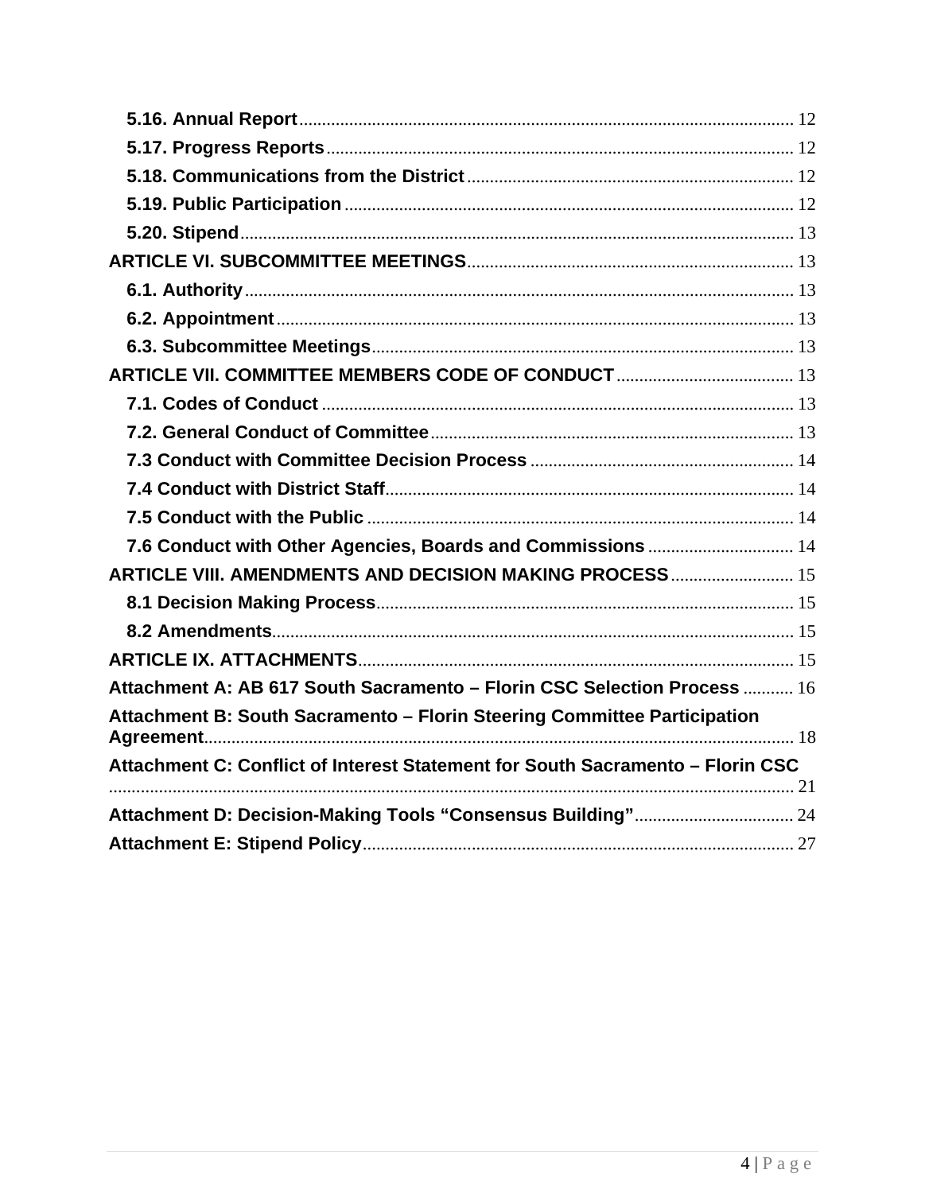5.16. Annual Report ... 12

5.17. Progress Reports ... 12

5.18. Communications from the District ... 12

5.19. Public Participation ... 12

5.20. Stipend ... 13

ARTICLE VI. SUBCOMMITTEE MEETINGS ... 13

6.1. Authority ... 13

6.2. Appointment ... 13

6.3. Subcommittee Meetings ... 13

ARTICLE VII. COMMITTEE MEMBERS CODE OF CONDUCT ... 13

7.1. Codes of Conduct ... 13

7.2. General Conduct of Committee ... 13

7.3 Conduct with Committee Decision Process ... 14

7.4 Conduct with District Staff ... 14

7.5 Conduct with the Public ... 14

7.6 Conduct with Other Agencies, Boards and Commissions ... 14

ARTICLE VIII. AMENDMENTS AND DECISION MAKING PROCESS ... 15

8.1 Decision Making Process ... 15

8.2 Amendments ... 15

ARTICLE IX. ATTACHMENTS ... 15

Attachment A: AB 617 South Sacramento – Florin CSC Selection Process ... 16

Attachment B: South Sacramento – Florin Steering Committee Participation Agreement ... 18

Attachment C: Conflict of Interest Statement for South Sacramento – Florin CSC ... 21

Attachment D: Decision-Making Tools "Consensus Building" ... 24

Attachment E: Stipend Policy ... 27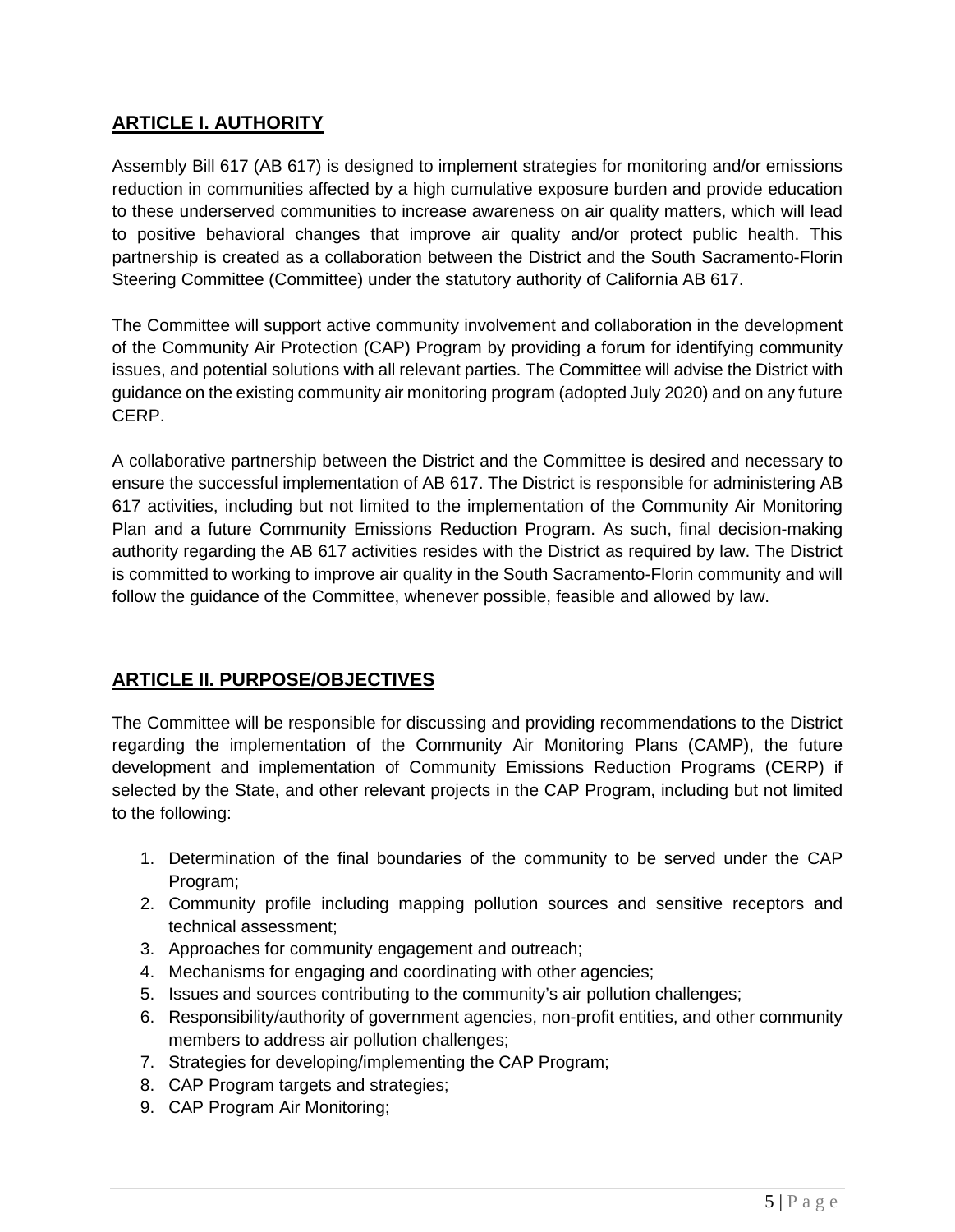## ARTICLE I. AUTHORITY

Assembly Bill 617 (AB 617) is designed to implement strategies for monitoring and/or emissions reduction in communities affected by a high cumulative exposure burden and provide education to these underserved communities to increase awareness on air quality matters, which will lead to positive behavioral changes that improve air quality and/or protect public health. This partnership is created as a collaboration between the District and the South Sacramento-Florin Steering Committee (Committee) under the statutory authority of California AB 617.

The Committee will support active community involvement and collaboration in the development of the Community Air Protection (CAP) Program by providing a forum for identifying community issues, and potential solutions with all relevant parties. The Committee will advise the District with guidance on the existing community air monitoring program (adopted July 2020) and on any future CERP.

A collaborative partnership between the District and the Committee is desired and necessary to ensure the successful implementation of AB 617. The District is responsible for administering AB 617 activities, including but not limited to the implementation of the Community Air Monitoring Plan and a future Community Emissions Reduction Program. As such, final decision-making authority regarding the AB 617 activities resides with the District as required by law. The District is committed to working to improve air quality in the South Sacramento-Florin community and will follow the guidance of the Committee, whenever possible, feasible and allowed by law.

## ARTICLE II. PURPOSE/OBJECTIVES

The Committee will be responsible for discussing and providing recommendations to the District regarding the implementation of the Community Air Monitoring Plans (CAMP), the future development and implementation of Community Emissions Reduction Programs (CERP) if selected by the State, and other relevant projects in the CAP Program, including but not limited to the following:

1. Determination of the final boundaries of the community to be served under the CAP Program;
2. Community profile including mapping pollution sources and sensitive receptors and technical assessment;
3. Approaches for community engagement and outreach;
4. Mechanisms for engaging and coordinating with other agencies;
5. Issues and sources contributing to the community's air pollution challenges;
6. Responsibility/authority of government agencies, non-profit entities, and other community members to address air pollution challenges;
7. Strategies for developing/implementing the CAP Program;
8. CAP Program targets and strategies;
9. CAP Program Air Monitoring;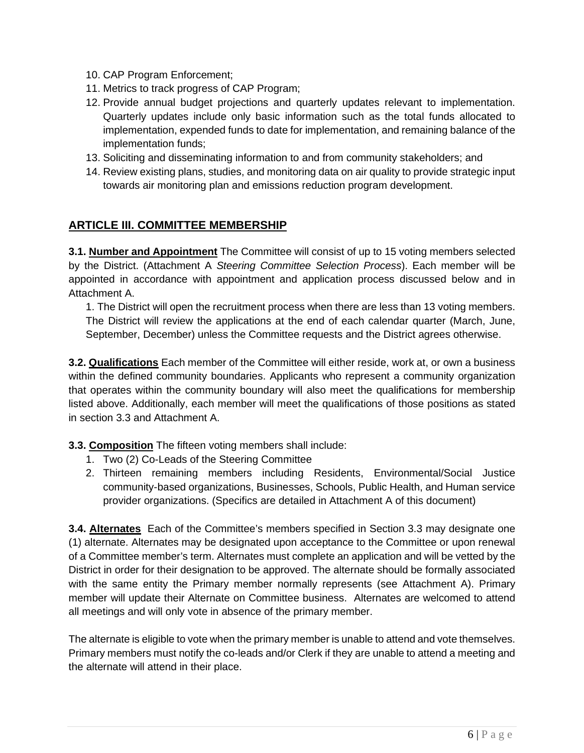10. CAP Program Enforcement;
11. Metrics to track progress of CAP Program;
12. Provide annual budget projections and quarterly updates relevant to implementation. Quarterly updates include only basic information such as the total funds allocated to implementation, expended funds to date for implementation, and remaining balance of the implementation funds;
13. Soliciting and disseminating information to and from community stakeholders; and
14. Review existing plans, studies, and monitoring data on air quality to provide strategic input towards air monitoring plan and emissions reduction program development.

## ARTICLE III. COMMITTEE MEMBERSHIP

**3.1. Number and Appointment** The Committee will consist of up to 15 voting members selected by the District. (Attachment A *Steering Committee Selection Process*). Each member will be appointed in accordance with appointment and application process discussed below and in Attachment A.

1. The District will open the recruitment process when there are less than 13 voting members. The District will review the applications at the end of each calendar quarter (March, June, September, December) unless the Committee requests and the District agrees otherwise.

**3.2. Qualifications** Each member of the Committee will either reside, work at, or own a business within the defined community boundaries. Applicants who represent a community organization that operates within the community boundary will also meet the qualifications for membership listed above. Additionally, each member will meet the qualifications of those positions as stated in section 3.3 and Attachment A.

**3.3. Composition** The fifteen voting members shall include:

1. Two (2) Co-Leads of the Steering Committee
2. Thirteen remaining members including Residents, Environmental/Social Justice community-based organizations, Businesses, Schools, Public Health, and Human service provider organizations. (Specifics are detailed in Attachment A of this document)

**3.4. Alternates** Each of the Committee's members specified in Section 3.3 may designate one (1) alternate. Alternates may be designated upon acceptance to the Committee or upon renewal of a Committee member's term. Alternates must complete an application and will be vetted by the District in order for their designation to be approved. The alternate should be formally associated with the same entity the Primary member normally represents (see Attachment A). Primary member will update their Alternate on Committee business. Alternates are welcomed to attend all meetings and will only vote in absence of the primary member.

The alternate is eligible to vote when the primary member is unable to attend and vote themselves. Primary members must notify the co-leads and/or Clerk if they are unable to attend a meeting and the alternate will attend in their place.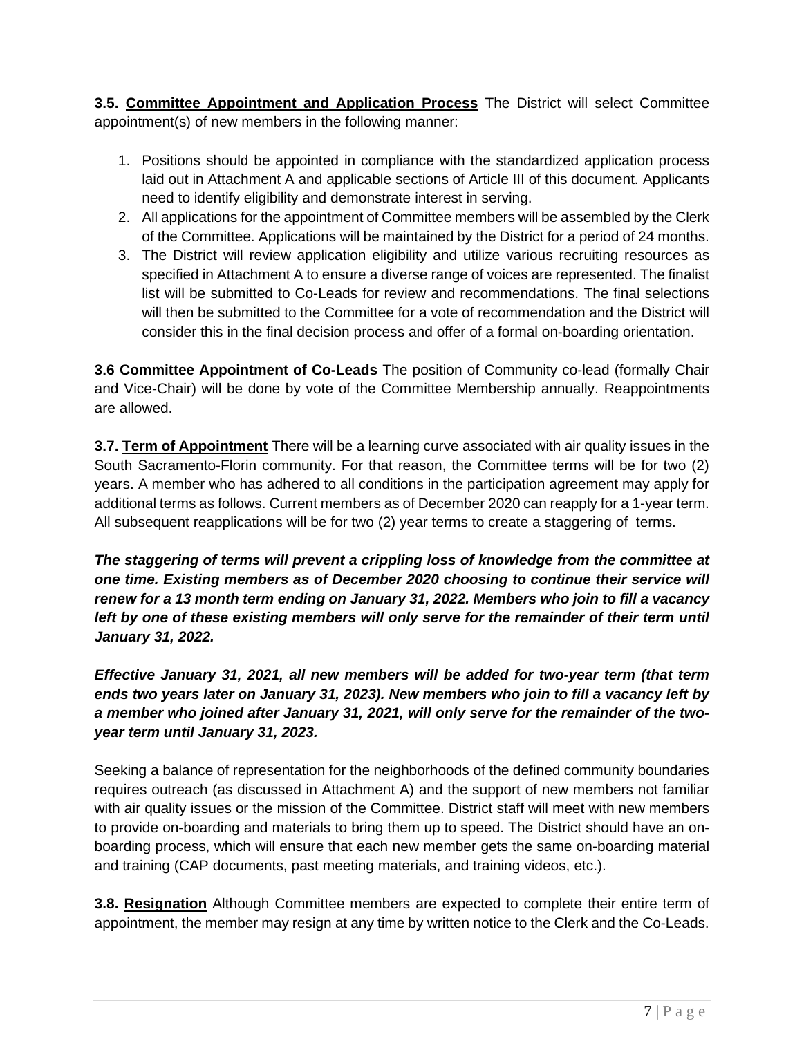**3.5. <u>Committee Appointment and Application Process</u>** The District will select Committee appointment(s) of new members in the following manner:

1. Positions should be appointed in compliance with the standardized application process laid out in Attachment A and applicable sections of Article III of this document. Applicants need to identify eligibility and demonstrate interest in serving.
2. All applications for the appointment of Committee members will be assembled by the Clerk of the Committee. Applications will be maintained by the District for a period of 24 months.
3. The District will review application eligibility and utilize various recruiting resources as specified in Attachment A to ensure a diverse range of voices are represented. The finalist list will be submitted to Co-Leads for review and recommendations. The final selections will then be submitted to the Committee for a vote of recommendation and the District will consider this in the final decision process and offer of a formal on-boarding orientation.

**3.6 Committee Appointment of Co-Leads** The position of Community co-lead (formally Chair and Vice-Chair) will be done by vote of the Committee Membership annually. Reappointments are allowed.

**3.7. <u>Term of Appointment</u>** There will be a learning curve associated with air quality issues in the South Sacramento-Florin community. For that reason, the Committee terms will be for two (2) years. A member who has adhered to all conditions in the participation agreement may apply for additional terms as follows. Current members as of December 2020 can reapply for a 1-year term. All subsequent reapplications will be for two (2) year terms to create a staggering of terms.

***The staggering of terms will prevent a crippling loss of knowledge from the committee at one time. Existing members as of December 2020 choosing to continue their service will renew for a 13 month term ending on January 31, 2022. Members who join to fill a vacancy left by one of these existing members will only serve for the remainder of their term until January 31, 2022.***

***Effective January 31, 2021, all new members will be added for two-year term (that term ends two years later on January 31, 2023). New members who join to fill a vacancy left by a member who joined after January 31, 2021, will only serve for the remainder of the two-year term until January 31, 2023.***

Seeking a balance of representation for the neighborhoods of the defined community boundaries requires outreach (as discussed in Attachment A) and the support of new members not familiar with air quality issues or the mission of the Committee. District staff will meet with new members to provide on-boarding and materials to bring them up to speed. The District should have an on-boarding process, which will ensure that each new member gets the same on-boarding material and training (CAP documents, past meeting materials, and training videos, etc.).

**3.8. <u>Resignation</u>** Although Committee members are expected to complete their entire term of appointment, the member may resign at any time by written notice to the Clerk and the Co-Leads.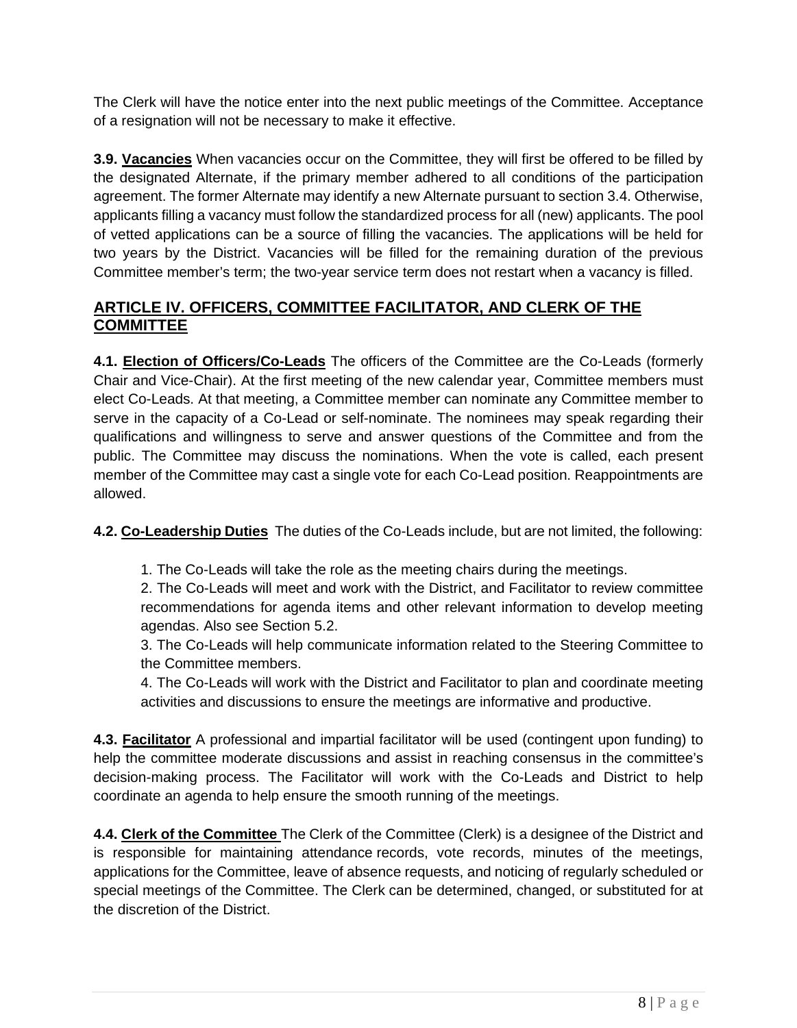The Clerk will have the notice enter into the next public meetings of the Committee. Acceptance of a resignation will not be necessary to make it effective.

**3.9. Vacancies** When vacancies occur on the Committee, they will first be offered to be filled by the designated Alternate, if the primary member adhered to all conditions of the participation agreement. The former Alternate may identify a new Alternate pursuant to section 3.4. Otherwise, applicants filling a vacancy must follow the standardized process for all (new) applicants. The pool of vetted applications can be a source of filling the vacancies. The applications will be held for two years by the District. Vacancies will be filled for the remaining duration of the previous Committee member's term; the two-year service term does not restart when a vacancy is filled.

## ARTICLE IV. OFFICERS, COMMITTEE FACILITATOR, AND CLERK OF THE COMMITTEE

**4.1. Election of Officers/Co-Leads** The officers of the Committee are the Co-Leads (formerly Chair and Vice-Chair). At the first meeting of the new calendar year, Committee members must elect Co-Leads. At that meeting, a Committee member can nominate any Committee member to serve in the capacity of a Co-Lead or self-nominate. The nominees may speak regarding their qualifications and willingness to serve and answer questions of the Committee and from the public. The Committee may discuss the nominations. When the vote is called, each present member of the Committee may cast a single vote for each Co-Lead position. Reappointments are allowed.

**4.2. Co-Leadership Duties** The duties of the Co-Leads include, but are not limited, the following:

1. The Co-Leads will take the role as the meeting chairs during the meetings.
2. The Co-Leads will meet and work with the District, and Facilitator to review committee recommendations for agenda items and other relevant information to develop meeting agendas. Also see Section 5.2.
3. The Co-Leads will help communicate information related to the Steering Committee to the Committee members.
4. The Co-Leads will work with the District and Facilitator to plan and coordinate meeting activities and discussions to ensure the meetings are informative and productive.

**4.3. Facilitator** A professional and impartial facilitator will be used (contingent upon funding) to help the committee moderate discussions and assist in reaching consensus in the committee's decision-making process. The Facilitator will work with the Co-Leads and District to help coordinate an agenda to help ensure the smooth running of the meetings.

**4.4. Clerk of the Committee** The Clerk of the Committee (Clerk) is a designee of the District and is responsible for maintaining attendance records, vote records, minutes of the meetings, applications for the Committee, leave of absence requests, and noticing of regularly scheduled or special meetings of the Committee. The Clerk can be determined, changed, or substituted for at the discretion of the District.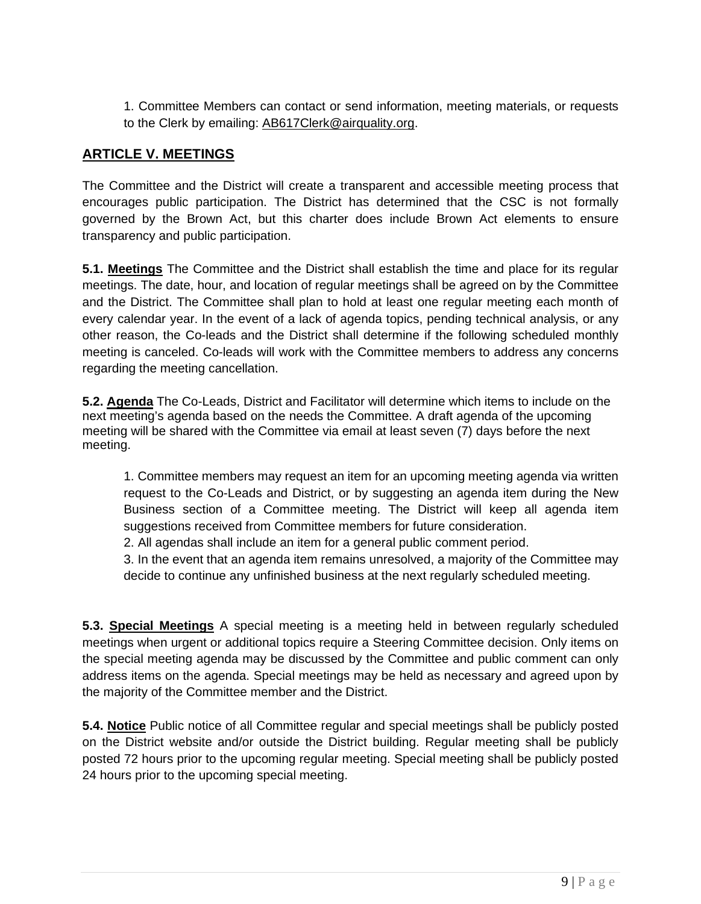1. Committee Members can contact or send information, meeting materials, or requests to the Clerk by emailing: AB617Clerk@airquality.org.

## ARTICLE V. MEETINGS

The Committee and the District will create a transparent and accessible meeting process that encourages public participation. The District has determined that the CSC is not formally governed by the Brown Act, but this charter does include Brown Act elements to ensure transparency and public participation.

**5.1. Meetings** The Committee and the District shall establish the time and place for its regular meetings. The date, hour, and location of regular meetings shall be agreed on by the Committee and the District. The Committee shall plan to hold at least one regular meeting each month of every calendar year. In the event of a lack of agenda topics, pending technical analysis, or any other reason, the Co-leads and the District shall determine if the following scheduled monthly meeting is canceled. Co-leads will work with the Committee members to address any concerns regarding the meeting cancellation.

**5.2. Agenda** The Co-Leads, District and Facilitator will determine which items to include on the next meeting's agenda based on the needs the Committee. A draft agenda of the upcoming meeting will be shared with the Committee via email at least seven (7) days before the next meeting.

1. Committee members may request an item for an upcoming meeting agenda via written request to the Co-Leads and District, or by suggesting an agenda during the New Business section of a Committee meeting. The District will keep all agenda item suggestions received from Committee members for future consideration.
2. All agendas shall include an item for a general public comment period.
3. In the event that an agenda item remains unresolved, a majority of the Committee may decide to continue any unfinished business at the next regularly scheduled meeting.

**5.3. Special Meetings** A special meeting is a meeting held in between regularly scheduled meetings when urgent or additional topics require a Steering Committee decision. Only items on the special meeting agenda may be discussed by the Committee and public comment can only address items on the agenda. Special meetings may be held as necessary and agreed upon by the majority of the Committee member and the District.

**5.4. Notice** Public notice of all Committee regular and special meetings shall be publicly posted on the District website and/or outside the District building. Regular meeting shall be publicly posted 72 hours prior to the upcoming regular meeting. Special meeting shall be publicly posted 24 hours prior to the upcoming special meeting.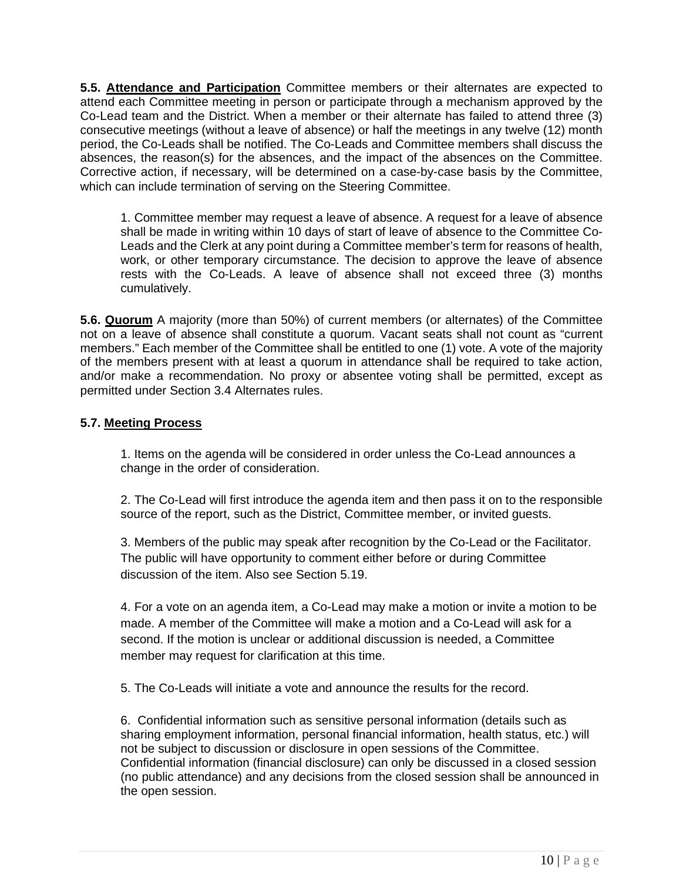**5.5. Attendance and Participation** Committee members or their alternates are expected to attend each Committee meeting in person or participate through a mechanism approved by the Co-Lead team and the District. When a member or their alternate has failed to attend three (3) consecutive meetings (without a leave of absence) or half the meetings in any twelve (12) month period, the Co-Leads shall be notified. The Co-Leads and Committee members shall discuss the absences, the reason(s) for the absences, and the impact of the absences on the Committee. Corrective action, if necessary, will be determined on a case-by-case basis by the Committee, which can include termination of serving on the Steering Committee.

1. Committee member may request a leave of absence. A request for a leave of absence shall be made in writing within 10 days of start of leave of absence to the Committee Co-Leads and the Clerk at any point during a Committee member's term for reasons of health, work, or other temporary circumstance. The decision to approve the leave of absence rests with the Co-Leads. A leave of absence shall not exceed three (3) months cumulatively.

**5.6. Quorum** A majority (more than 50%) of current members (or alternates) of the Committee not on a leave of absence shall constitute a quorum. Vacant seats shall not count as "current members." Each member of the Committee shall be entitled to one (1) vote. A vote of the majority of the members present with at least a quorum in attendance shall be required to take action, and/or make a recommendation. No proxy or absentee voting shall be permitted, except as permitted under Section 3.4 Alternates rules.

**5.7. Meeting Process**

1. Items on the agenda will be considered in order unless the Co-Lead announces a change in the order of consideration.

2. The Co-Lead will first introduce the agenda item and then pass it on to the responsible source of the report, such as the District, Committee member, or invited guests.

3. Members of the public may speak after recognition by the Co-Lead or the Facilitator. The public will have opportunity to comment either before or during Committee discussion of the item. Also see Section 5.19.

4. For a vote on an agenda item, a Co-Lead may make a motion or invite a motion to be made. A member of the Committee will make a motion and a Co-Lead will ask for a second. If the motion is unclear or additional discussion is needed, a Committee member may request for clarification at this time.

5. The Co-Leads will initiate a vote and announce the results for the record.

6. Confidential information such as sensitive personal information (details such as sharing employment information, personal financial information, health status, etc.) will not be subject to discussion or disclosure in open sessions of the Committee. Confidential information (financial disclosure) can only be discussed in a closed session (no public attendance) and any decisions from the closed session shall be announced in the open session.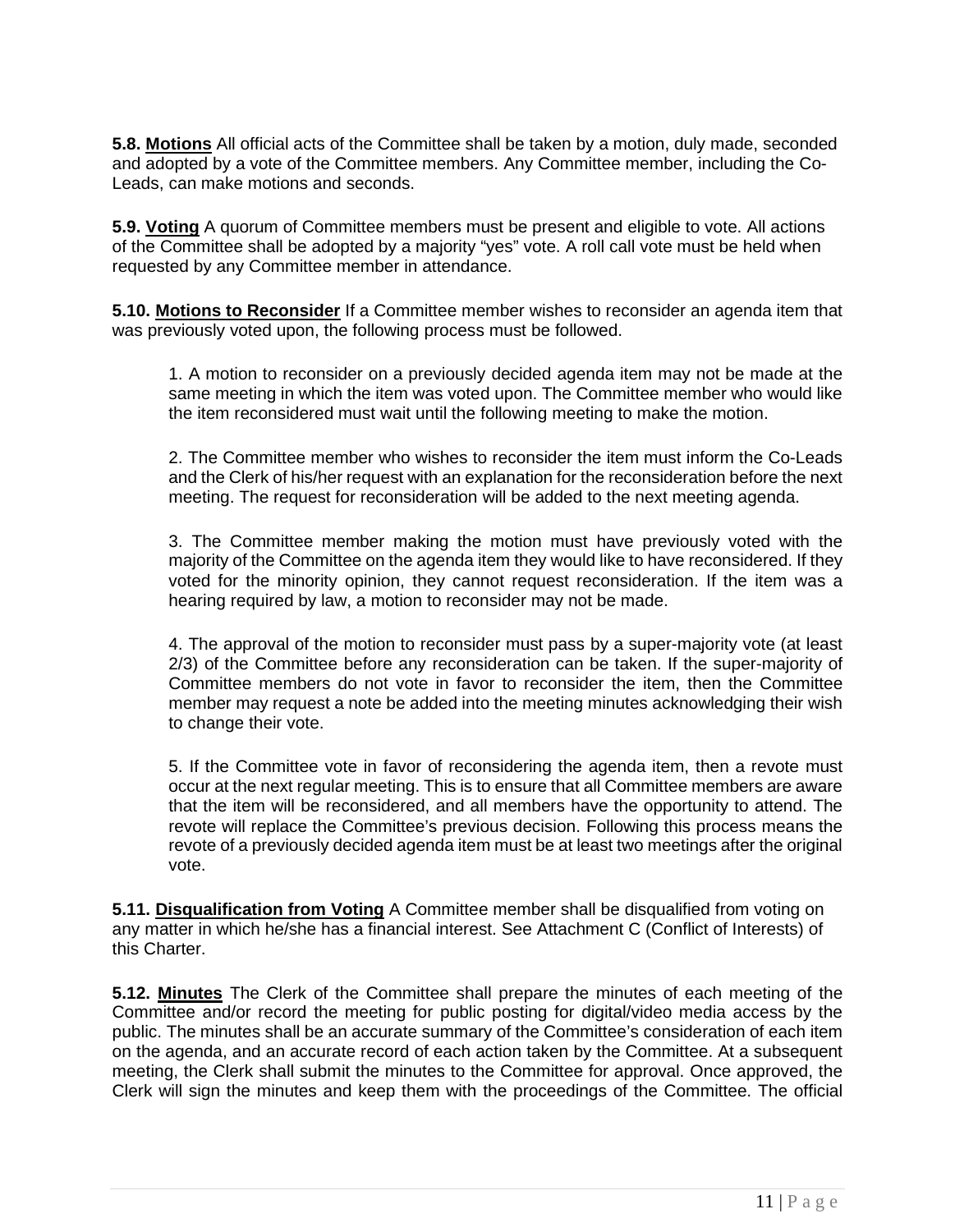**5.8. Motions** All official acts of the Committee shall be taken by a motion, duly made, seconded and adopted by a vote of the Committee members. Any Committee member, including the Co-Leads, can make motions and seconds.

**5.9. Voting** A quorum of Committee members must be present and eligible to vote. All actions of the Committee shall be adopted by a majority "yes" vote. A roll call vote must be held when requested by any Committee member in attendance.

**5.10. Motions to Reconsider** If a Committee member wishes to reconsider an agenda item that was previously voted upon, the following process must be followed.

1. A motion to reconsider on a previously decided agenda item may not be made at the same meeting in which the item was voted upon. The Committee member who would like the item reconsidered must wait until the following meeting to make the motion.

2. The Committee member who wishes to reconsider the item must inform the Co-Leads and the Clerk of his/her request with an explanation for the reconsideration before the next meeting. The request for reconsideration will be added to the next meeting agenda.

3. The Committee member making the motion must have previously voted with the majority of the Committee on the agenda item they would like to have reconsidered. If they voted for the minority opinion, they cannot request reconsideration. If the item was a hearing required by law, a motion to reconsider may not be made.

4. The approval of the motion to reconsider must pass by a super-majority vote (at least 2/3) of the Committee before any reconsideration can be taken. If the super-majority of Committee members do not vote in favor to reconsider the item, then the Committee member may request a note be added into the meeting minutes acknowledging their wish to change their vote.

5. If the Committee vote in favor of reconsidering the agenda item, then a revote must occur at the next regular meeting. This is to ensure that all Committee members are aware that the item will be reconsidered, and all members have the opportunity to attend. The revote will replace the Committee's previous decision. Following this process means the revote of a previously decided agenda item must be at least two meetings after the original vote.

**5.11. Disqualification from Voting** A Committee member shall be disqualified from voting on any matter in which he/she has a financial interest. See Attachment C (Conflict of Interests) of this Charter.

**5.12. Minutes** The Clerk of the Committee shall prepare the minutes of each meeting of the Committee and/or record the meeting for public posting for digital/video media access by the public. The minutes shall be an accurate summary of the Committee's consideration of each item on the agenda, and an accurate record of each action taken by the Committee. At a subsequent meeting, the Clerk shall submit the minutes to the Committee for approval. Once approved, the Clerk will sign the minutes and keep them with the proceedings of the Committee. The official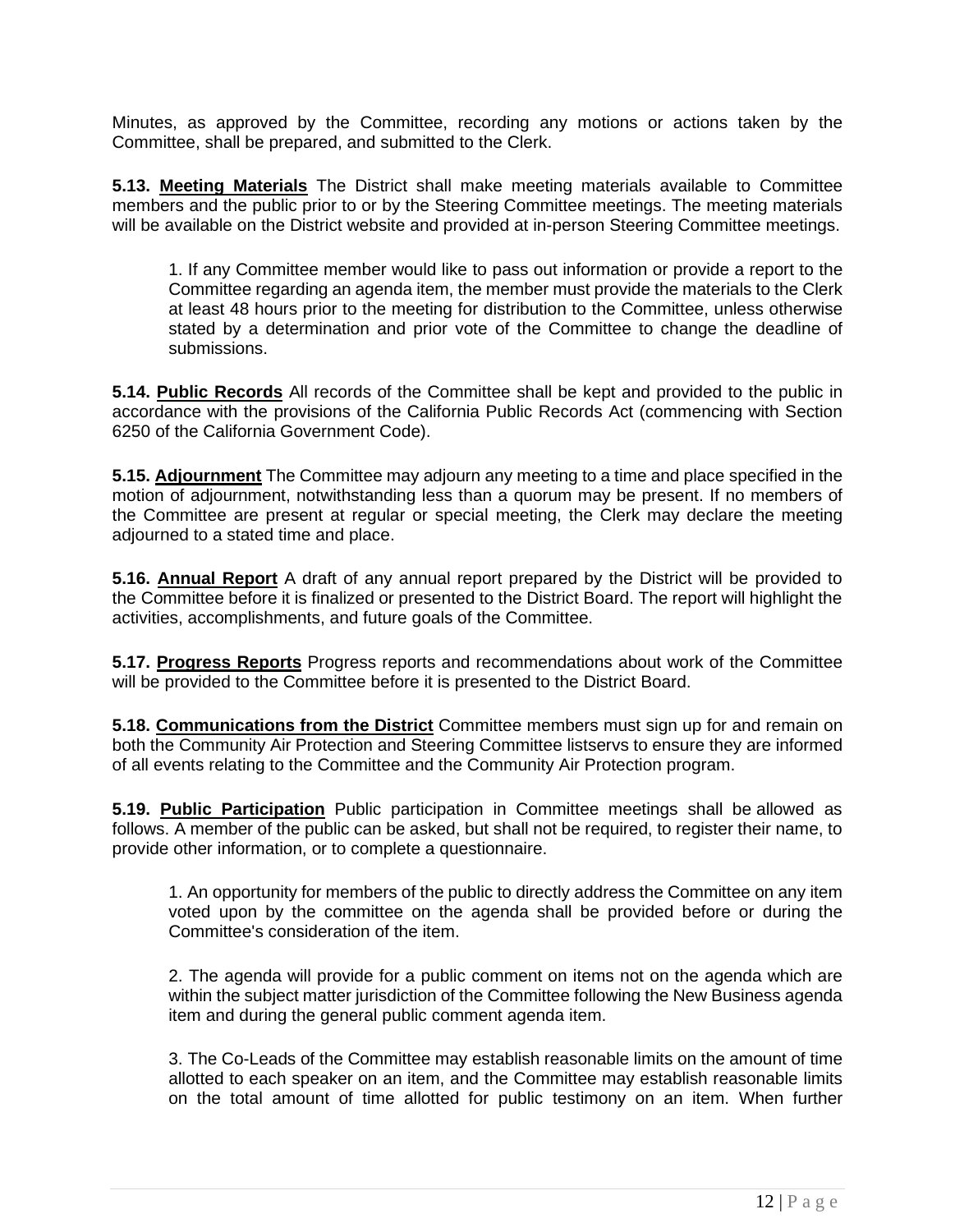Minutes, as approved by the Committee, recording any motions or actions taken by the Committee, shall be prepared, and submitted to the Clerk.

**5.13. Meeting Materials** The District shall make meeting materials available to Committee members and the public prior to or by the Steering Committee meetings. The meeting materials will be available on the District website and provided at in-person Steering Committee meetings.

1. If any Committee member would like to pass out information or provide a report to the Committee regarding an agenda item, the member must provide the materials to the Clerk at least 48 hours prior to the meeting for distribution to the Committee, unless otherwise stated by a determination and prior vote of the Committee to change the deadline of submissions.

**5.14. Public Records** All records of the Committee shall be kept and provided to the public in accordance with the provisions of the California Public Records Act (commencing with Section 6250 of the California Government Code).

**5.15. Adjournment** The Committee may adjourn any meeting to a time and place specified in the motion of adjournment, notwithstanding less than a quorum may be present. If no members of the Committee are present at regular or special meeting, the Clerk may declare the meeting adjourned to a stated time and place.

**5.16. Annual Report** A draft of any annual report prepared by the District will be provided to the Committee before it is finalized or presented to the District Board. The report will highlight the activities, accomplishments, and future goals of the Committee.

**5.17. Progress Reports** Progress reports and recommendations about work of the Committee will be provided to the Committee before it is presented to the District Board.

**5.18. Communications from the District** Committee members must sign up for and remain on both the Community Air Protection and Steering Committee listservs to ensure they are informed of all events relating to the Committee and the Community Air Protection program.

**5.19. Public Participation** Public participation in Committee meetings shall be allowed as follows. A member of the public can be asked, but shall not be required, to register their name, to provide other information, or to complete a questionnaire.

1. An opportunity for members of the public to directly address the Committee on any item voted upon by the committee on the agenda shall be provided before or during the Committee's consideration of the item.

2. The agenda will provide for a public comment on items not on the agenda which are within the subject matter jurisdiction of the Committee following the New Business agenda item and during the general public comment agenda item.

3. The Co-Leads of the Committee may establish reasonable limits on the amount of time allotted to each speaker on an item, and the Committee may establish reasonable limits on the total amount of time allotted for public testimony on an item. When further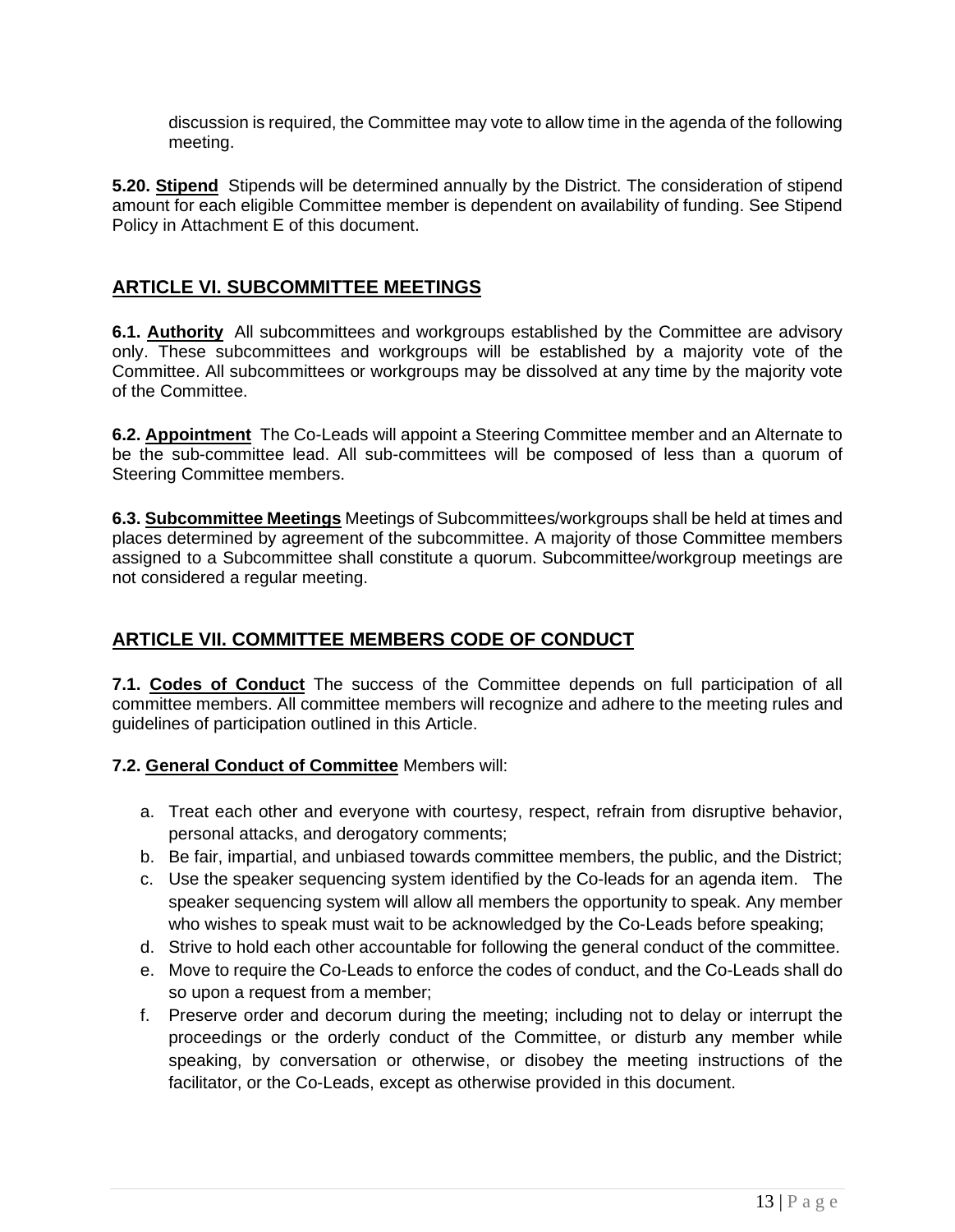discussion is required, the Committee may vote to allow time in the agenda of the following meeting.

**5.20. <u>Stipend</u>** Stipends will be determined annually by the District. The consideration of stipend amount for each eligible Committee member is dependent on availability of funding. See Stipend Policy in Attachment E of this document.

## ARTICLE VI. SUBCOMMITTEE MEETINGS

**6.1. <u>Authority</u>** All subcommittees and workgroups established by the Committee are advisory only. These subcommittees and workgroups will be established by a majority vote of the Committee. All subcommittees or workgroups may be dissolved at any time by the majority vote of the Committee.

**6.2. <u>Appointment</u>** The Co-Leads will appoint a Steering Committee member and an Alternate to be the sub-committee lead. All sub-committees will be composed of less than a quorum of Steering Committee members.

**6.3. <u>Subcommittee Meetings</u>** Meetings of Subcommittees/workgroups shall be held at times and places determined by agreement of the subcommittee. A majority of those Committee members assigned to a Subcommittee shall constitute a quorum. Subcommittee/workgroup meetings are not considered a regular meeting.

## ARTICLE VII. COMMITTEE MEMBERS CODE OF CONDUCT

**7.1. <u>Codes of Conduct</u>** The success of the Committee depends on full participation of all committee members. All committee members will recognize and adhere to the meeting rules and guidelines of participation outlined in this Article.

**7.2. <u>General Conduct of Committee</u>** Members will:

a. Treat each other and everyone with courtesy, respect, refrain from disruptive behavior, personal attacks, and derogatory comments;
b. Be fair, impartial, and unbiased towards committee members, the public, and the District;
c. Use the speaker sequencing system identified by the Co-leads for an agenda item. The speaker sequencing system will allow all members the opportunity to speak. Any member who wishes to speak must wait to be acknowledged by the Co-Leads before speaking;
d. Strive to hold each other accountable for following the general conduct of the committee.
e. Move to require the Co-Leads to enforce the codes of conduct, and the Co-Leads shall do so upon a request from a member;
f. Preserve order and decorum during the meeting; including not to delay or interrupt the proceedings or the orderly conduct of the Committee, or disturb any member while speaking, by conversation or otherwise, or disobey the meeting instructions of the facilitator, or the Co-Leads, except as otherwise provided in this document.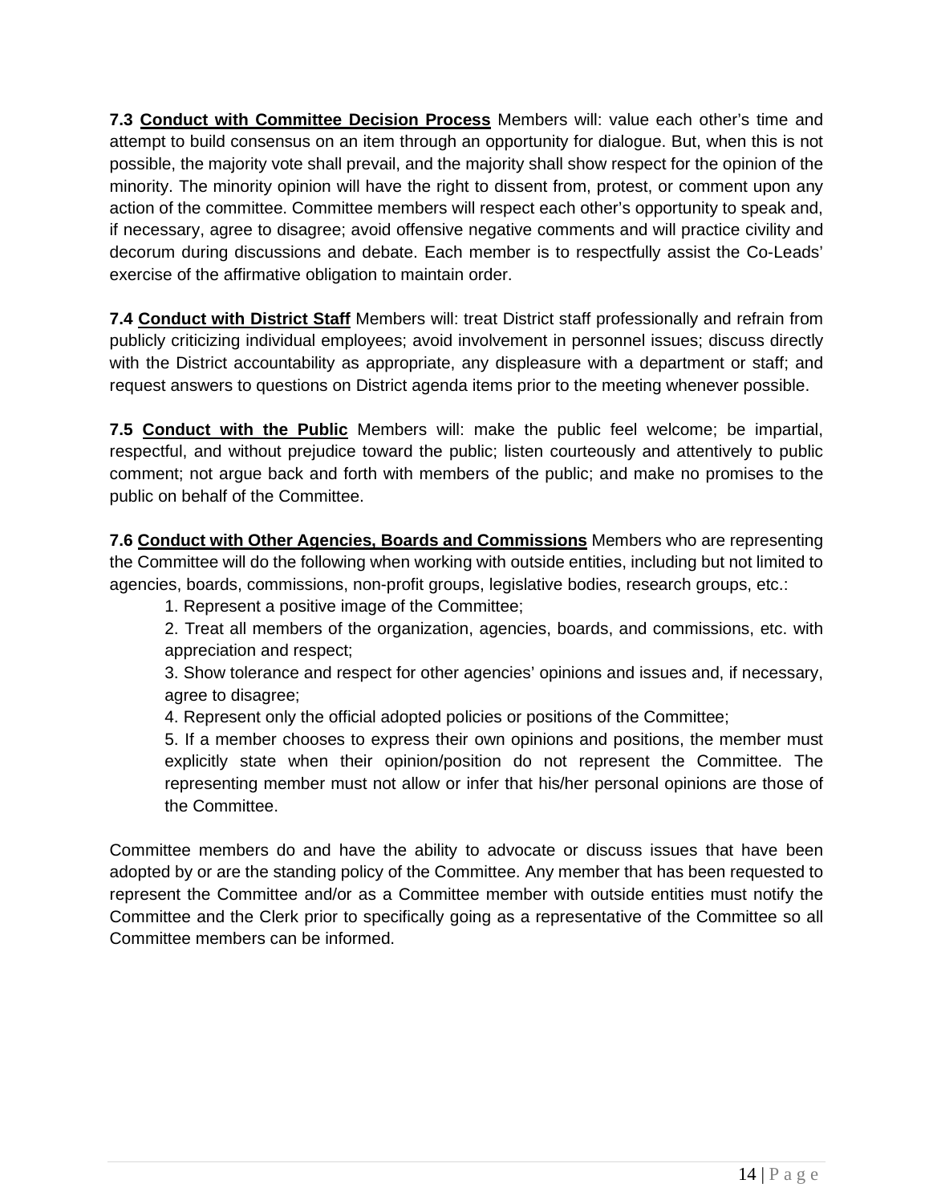**7.3 Conduct with Committee Decision Process** Members will: value each other's time and attempt to build consensus on an item through an opportunity for dialogue. But, when this is not possible, the majority vote shall prevail, and the majority shall show respect for the opinion of the minority. The minority opinion will have the right to dissent from, protest, or comment upon any action of the committee. Committee members will respect each other's opportunity to speak and, if necessary, agree to disagree; avoid offensive negative comments and will practice civility and decorum during discussions and debate. Each member is to respectfully assist the Co-Leads' exercise of the affirmative obligation to maintain order.

**7.4 Conduct with District Staff** Members will: treat District staff professionally and refrain from publicly criticizing individual employees; avoid involvement in personnel issues; discuss directly with the District accountability as appropriate, any displeasure with a department or staff; and request answers to questions on District agenda items prior to the meeting whenever possible.

**7.5 Conduct with the Public** Members will: make the public feel welcome; be impartial, respectful, and without prejudice toward the public; listen courteously and attentively to public comment; not argue back and forth with members of the public; and make no promises to the public on behalf of the Committee.

**7.6 Conduct with Other Agencies, Boards and Commissions** Members who are representing the Committee will do the following when working with outside entities, including but not limited to agencies, boards, commissions, non-profit groups, legislative bodies, research groups, etc.:

1. Represent a positive image of the Committee;
2. Treat all members of the organization, agencies, boards, and commissions, etc. with appreciation and respect;
3. Show tolerance and respect for other agencies' opinions and issues and, if necessary, agree to disagree;
4. Represent only the official adopted policies or positions of the Committee;
5. If a member chooses to express their own opinions and positions, the member must explicitly state when their opinion/position do not represent the Committee. The representing member must not allow or infer that his/her personal opinions are those of the Committee.

Committee members do and have the ability to advocate or discuss issues that have been adopted by or are the standing policy of the Committee. Any member that has been requested to represent the Committee and/or as a Committee member with outside entities must notify the Committee and the Clerk prior to specifically going as a representative of the Committee so all Committee members can be informed.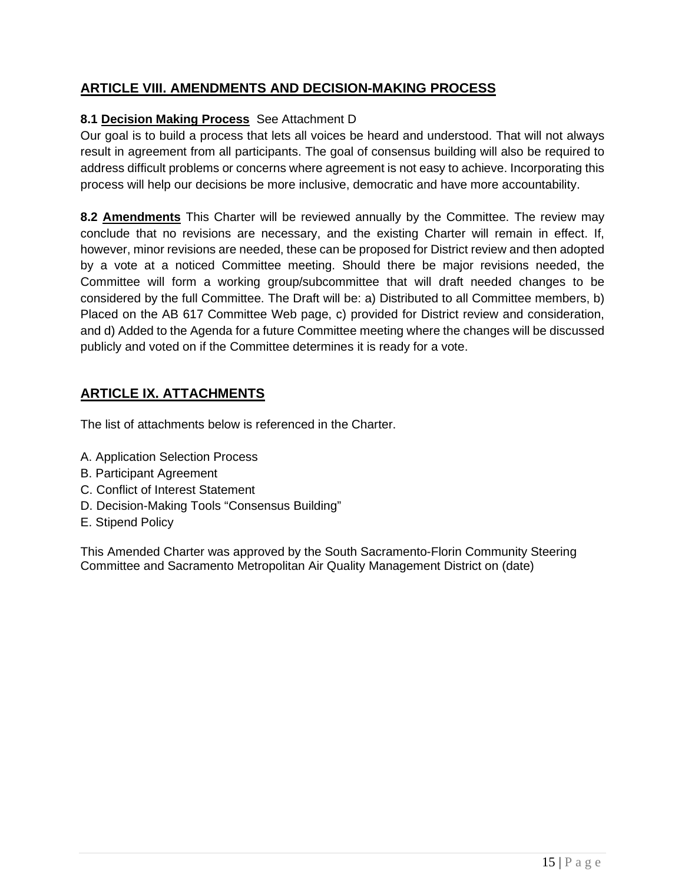## ARTICLE VIII. AMENDMENTS AND DECISION-MAKING PROCESS

**8.1 Decision Making Process** See Attachment D

Our goal is to build a process that lets all voices be heard and understood. That will not always result in agreement from all participants. The goal of consensus building will also be required to address difficult problems or concerns where agreement is not easy to achieve. Incorporating this process will help our decisions be more inclusive, democratic and have more accountability.

**8.2 Amendments** This Charter will be reviewed annually by the Committee. The review may conclude that no revisions are necessary, and the existing Charter will remain in effect. If, however, minor revisions are needed, these can be proposed for District review and then adopted by a vote at a noticed Committee meeting. Should there be major revisions needed, the Committee will form a working group/subcommittee that will draft needed changes to be considered by the full Committee. The Draft will be: a) Distributed to all Committee members, b) Placed on the AB 617 Committee Web page, c) provided for District review and consideration, and d) Added to the Agenda for a future Committee meeting where the changes will be discussed publicly and voted on if the Committee determines it is ready for a vote.

## ARTICLE IX. ATTACHMENTS

The list of attachments below is referenced in the Charter.

A. Application Selection Process
B. Participant Agreement
C. Conflict of Interest Statement
D. Decision-Making Tools "Consensus Building"
E. Stipend Policy

This Amended Charter was approved by the South Sacramento-Florin Community Steering Committee and Sacramento Metropolitan Air Quality Management District on (date)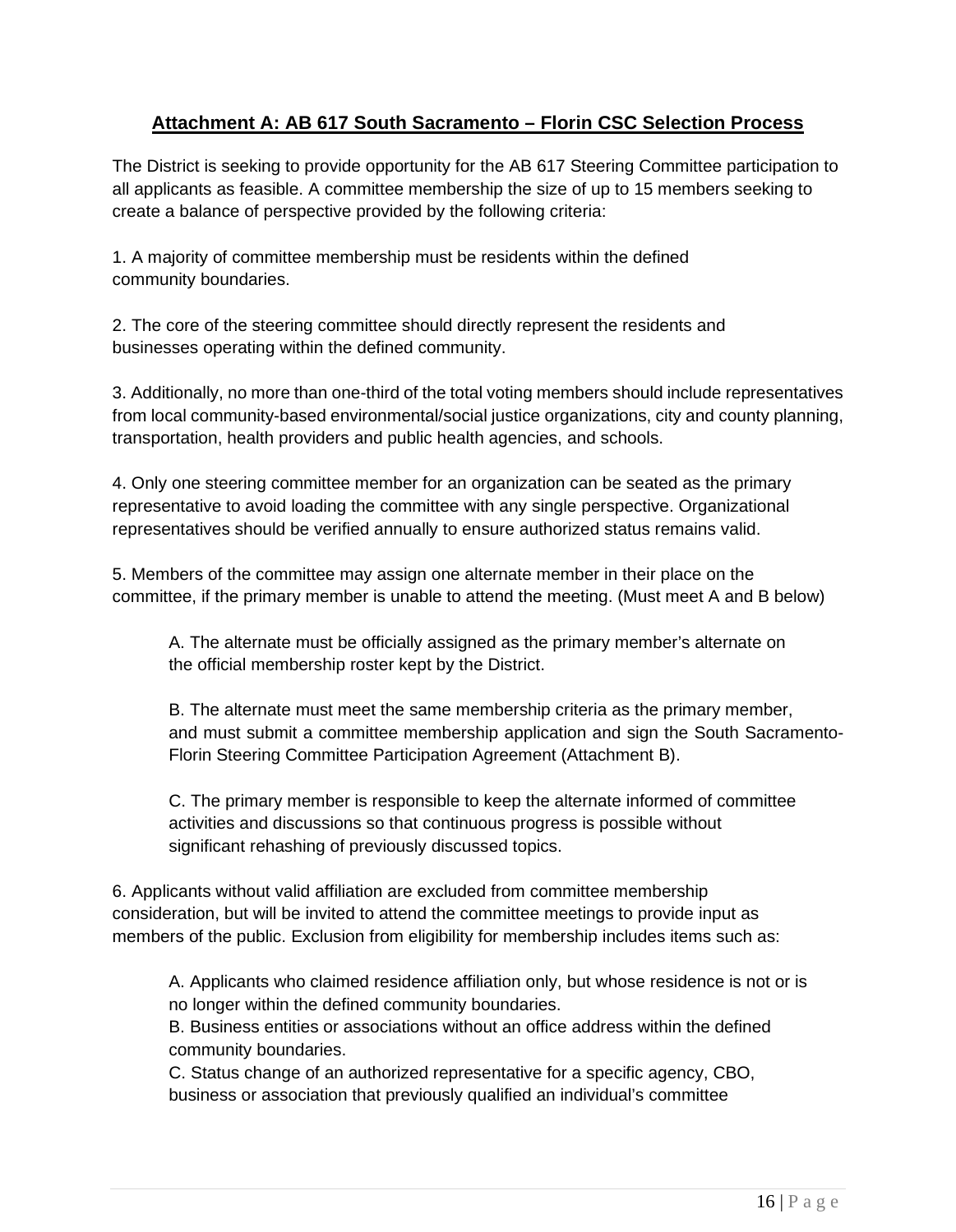## Attachment A: AB 617 South Sacramento – Florin CSC Selection Process

The District is seeking to provide opportunity for the AB 617 Steering Committee participation to all applicants as feasible. A committee membership the size of up to 15 members seeking to create a balance of perspective provided by the following criteria:

1. A majority of committee membership must be residents within the defined community boundaries.

2. The core of the steering committee should directly represent the residents and businesses operating within the defined community.

3. Additionally, no more than one-third of the total voting members should include representatives from local community-based environmental/social justice organizations, city and county planning, transportation, health providers and public health agencies, and schools.

4. Only one steering committee member for an organization can be seated as the primary representative to avoid loading the committee with any single perspective. Organizational representatives should be verified annually to ensure authorized status remains valid.

5. Members of the committee may assign one alternate member in their place on the committee, if the primary member is unable to attend the meeting. (Must meet A and B below)

   A. The alternate must be officially assigned as the primary member's alternate on the official membership roster kept by the District.

   B. The alternate must meet the same membership criteria as the primary member, and must submit a committee membership application and sign the South Sacramento-Florin Steering Committee Participation Agreement (Attachment B).

   C. The primary member is responsible to keep the alternate informed of committee activities and discussions so that continuous progress is possible without significant rehashing of previously discussed topics.

6. Applicants without valid affiliation are excluded from committee membership consideration, but will be invited to attend the committee meetings to provide input as members of the public. Exclusion from eligibility for membership includes items such as:

   A. Applicants who claimed residence affiliation only, but whose residence is not or is no longer within the defined community boundaries.
   B. Business entities or associations without an office address within the defined community boundaries.
   C. Status change of an authorized representative for a specific agency, CBO, business or association that previously qualified an individual's committee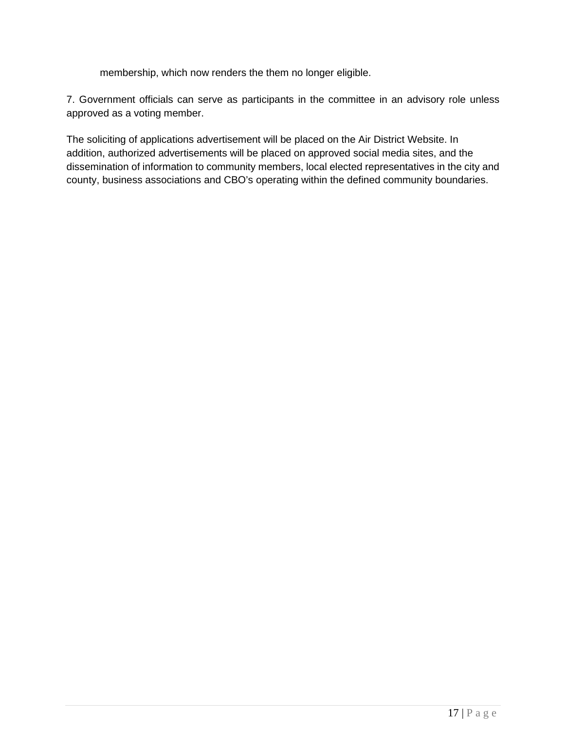membership, which now renders the them no longer eligible.

7. Government officials can serve as participants in the committee in an advisory role unless approved as a voting member.

The soliciting of applications advertisement will be placed on the Air District Website. In addition, authorized advertisements will be placed on approved social media sites, and the dissemination of information to community members, local elected representatives in the city and county, business associations and CBO's operating within the defined community boundaries.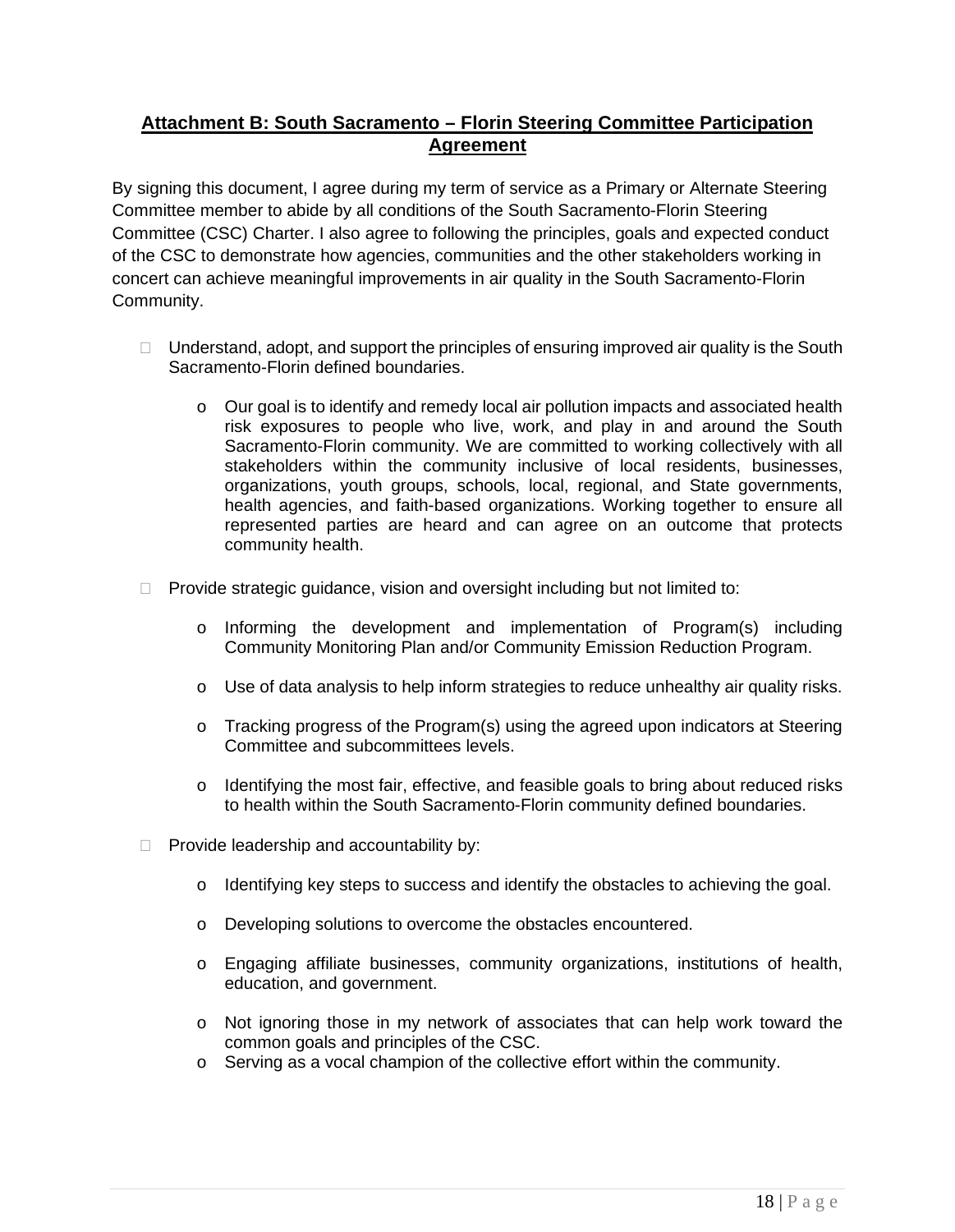**Attachment B: South Sacramento – Florin Steering Committee Participation Agreement**

By signing this document, I agree during my term of service as a Primary or Alternate Steering Committee member to abide by all conditions of the South Sacramento-Florin Steering Committee (CSC) Charter. I also agree to following the principles, goals and expected conduct of the CSC to demonstrate how agencies, communities and the other stakeholders working in concert can achieve meaningful improvements in air quality in the South Sacramento-Florin Community.

- Understand, adopt, and support the principles of ensuring improved air quality is the South Sacramento-Florin defined boundaries.
    - Our goal is to identify and remedy local air pollution impacts and associated health risk exposures to people who live, work, and play in and around the South Sacramento-Florin community. We are committed to working collectively with all stakeholders within the community inclusive of local residents, businesses, organizations, youth groups, schools, local, regional, and State governments, health agencies, and faith-based organizations. Working together to ensure all represented parties are heard and can agree on an outcome that protects community health.
- Provide strategic guidance, vision and oversight including but not limited to:
    - Informing the development and implementation of Program(s) including Community Monitoring Plan and/or Community Emission Reduction Program.
    - Use of data analysis to help inform strategies to reduce unhealthy air quality risks.
    - Tracking progress of the Program(s) using the agreed upon indicators at Steering Committee and subcommittees levels.
    - Identifying the most fair, effective, and feasible goals to bring about reduced risks to health within the South Sacramento-Florin community defined boundaries.
- Provide leadership and accountability by:
    - Identifying key steps to success and identify the obstacles to achieving the goal.
    - Developing solutions to overcome the obstacles encountered.
    - Engaging affiliate businesses, community organizations, institutions of health, education, and government.
    - Not ignoring those in my network of associates that can help work toward the common goals and principles of the CSC.
    - Serving as a vocal champion of the collective effort within the community.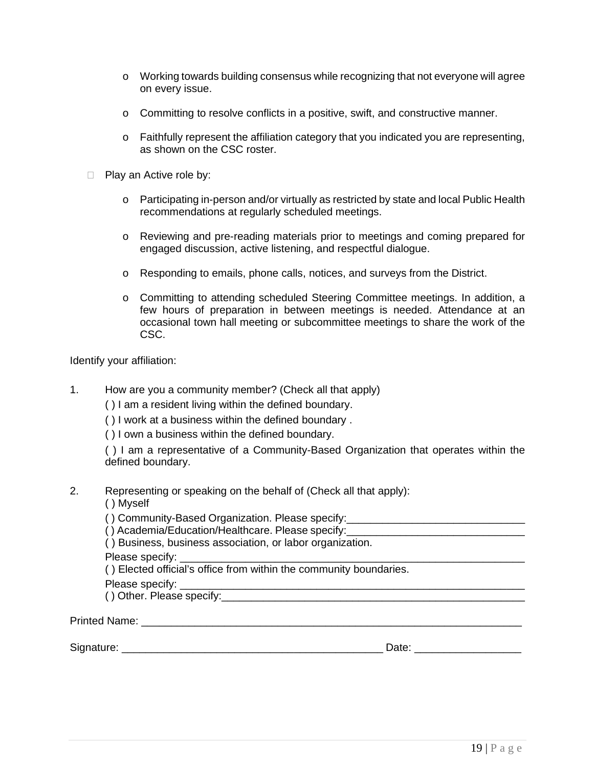- Working towards building consensus while recognizing that not everyone will agree on every issue.
    - Committing to resolve conflicts in a positive, swift, and constructive manner.
    - Faithfully represent the affiliation category that you indicated you are representing, as shown on the CSC roster.

- Play an Active role by:
    - Participating in-person and/or virtually as restricted by state and local Public Health recommendations at regularly scheduled meetings.
    - Reviewing and pre-reading materials prior to meetings and coming prepared for engaged discussion, active listening, and respectful dialogue.
    - Responding to emails, phone calls, notices, and surveys from the District.
    - Committing to attending scheduled Steering Committee meetings. In addition, a few hours of preparation in between meetings is needed. Attendance at an occasional town hall meeting or subcommittee meetings to share the work of the CSC.

Identify your affiliation:

1. How are you a community member? (Check all that apply)

   ( ) I am a resident living within the defined boundary.

   ( ) I work at a business within the defined boundary .

   ( ) I own a business within the defined boundary.

   ( ) I am a representative of a Community-Based Organization that operates within the defined boundary.

2. Representing or speaking on the behalf of (Check all that apply):

   ( ) Myself

   ( ) Community-Based Organization. Please specify:______________________________

   ( ) Academia/Education/Healthcare. Please specify:______________________________

   ( ) Business, business association, or labor organization.

   Please specify: ___________________________________________________________

   ( ) Elected official's office from within the community boundaries.

   Please specify: ___________________________________________________________

   ( ) Other. Please specify:_____________________________________________________

Printed Name: ____________________________________________________________________

Signature: _____________________________________________ Date: __________________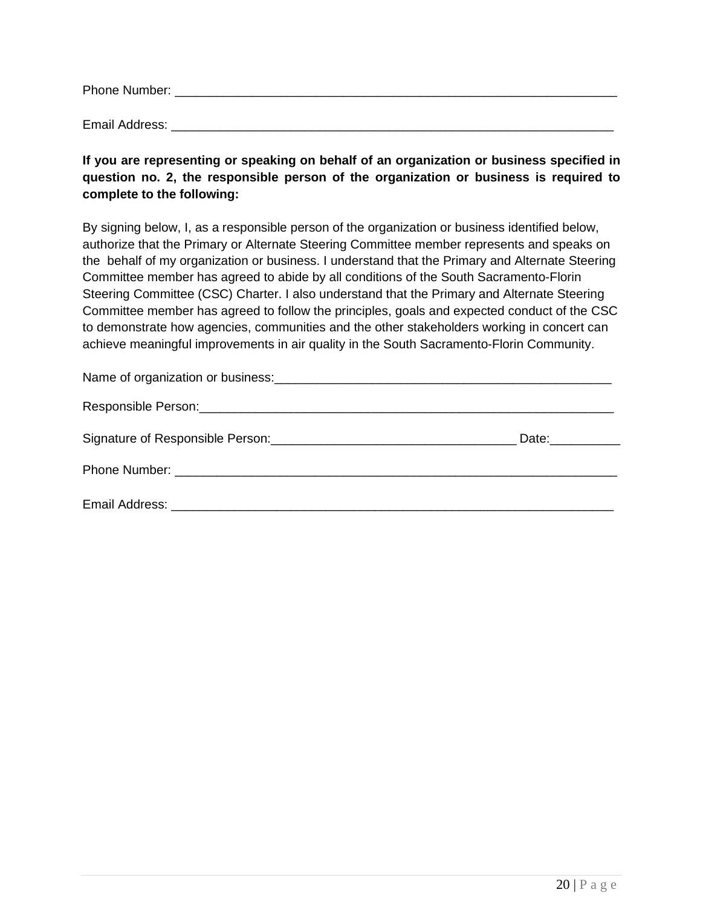Phone Number: ___________________________________________________________________

Email Address: __________________________________________________________________

**If you are representing or speaking on behalf of an organization or business specified in question no. 2, the responsible person of the organization or business is required to complete to the following:**

By signing below, I, as a responsible person of the organization or business identified below, authorize that the Primary or Alternate Steering Committee member represents and speaks on the behalf of my organization or business. I understand that the Primary and Alternate Steering Committee member has agreed to abide by all conditions of the South Sacramento-Florin Steering Committee (CSC) Charter. I also understand that the Primary and Alternate Steering Committee member has agreed to follow the principles, goals and expected conduct of the CSC to demonstrate how agencies, communities and the other stakeholders working in concert can achieve meaningful improvements in air quality in the South Sacramento-Florin Community.

Name of organization or business:_________________________________________________

Responsible Person:______________________________________________________________

Signature of Responsible Person:___________________________________ Date:__________

Phone Number: ___________________________________________________________________

Email Address: __________________________________________________________________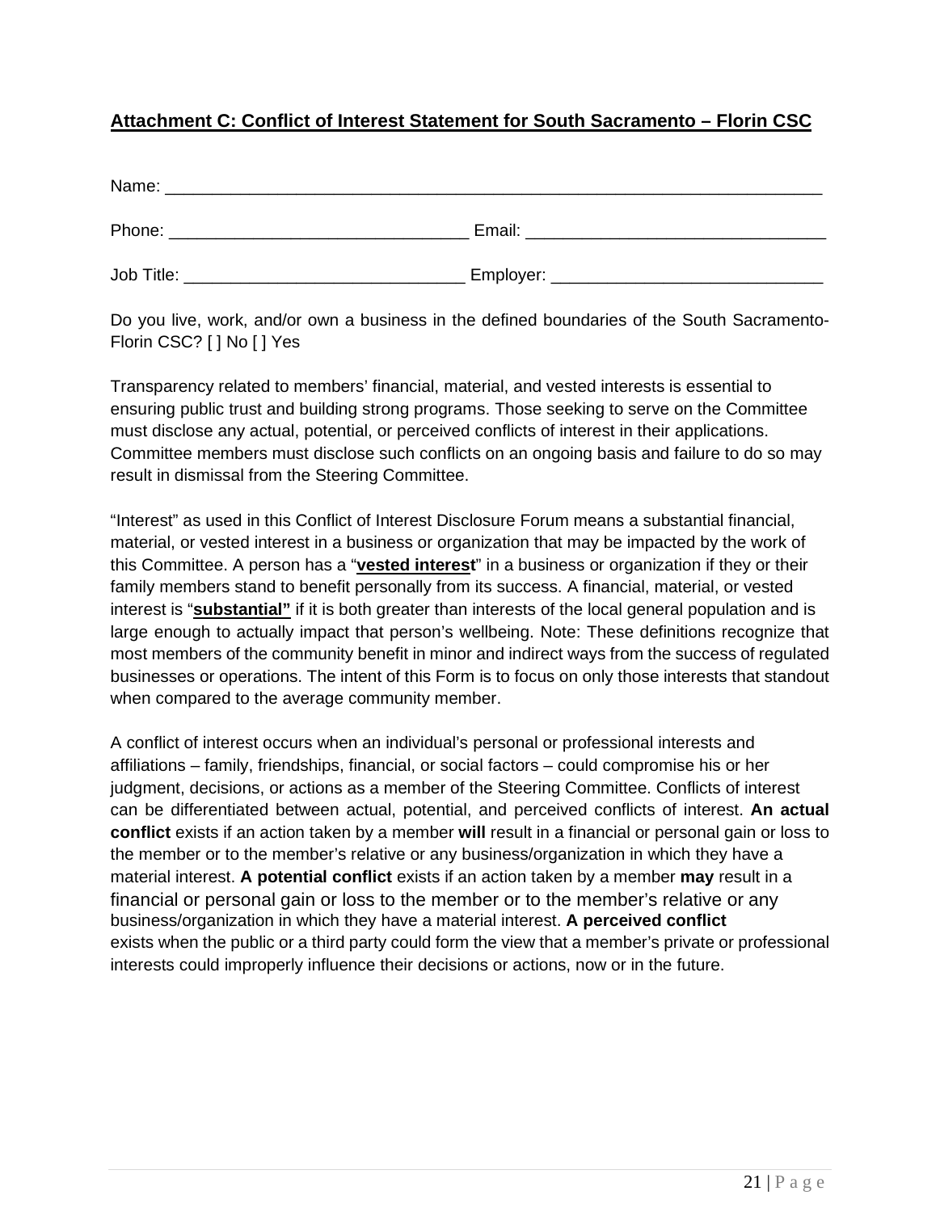**Attachment C: Conflict of Interest Statement for South Sacramento – Florin CSC**

Name: ___________________________________________________________________________

Phone: _________________________________ Email: _________________________________

Job Title: ______________________________ Employer: _____________________________

Do you live, work, and/or own a business in the defined boundaries of the South Sacramento-Florin CSC? [ ] No [ ] Yes

Transparency related to members' financial, material, and vested interests is essential to ensuring public trust and building strong programs. Those seeking to serve on the Committee must disclose any actual, potential, or perceived conflicts of interest in their applications. Committee members must disclose such conflicts on an ongoing basis and failure to do so may result in dismissal from the Steering Committee.

"Interest" as used in this Conflict of Interest Disclosure Forum means a substantial financial, material, or vested interest in a business or organization that may be impacted by the work of this Committee. A person has a "**vested interest**" in a business or organization if they or their family members stand to benefit personally from its success. A financial, material, or vested interest is "**substantial"** if it is both greater than interests of the local general population and is large enough to actually impact that person's wellbeing. Note: These definitions recognize that most members of the community benefit in minor and indirect ways from the success of regulated businesses or operations. The intent of this Form is to focus on only those interests that standout when compared to the average community member.

A conflict of interest occurs when an individual's personal or professional interests and affiliations – family, friendships, financial, or social factors – could compromise his or her judgment, decisions, or actions as a member of the Steering Committee. Conflicts of interest can be differentiated between actual, potential, and perceived conflicts of interest. **An actual conflict** exists if an action taken by a member **will** result in a financial or personal gain or loss to the member or to the member's relative or any business/organization in which they have a material interest. **A potential conflict** exists if an action taken by a member **may** result in a financial or personal gain or loss to the member or to the member's relative or any business/organization in which they have a material interest. **A perceived conflict** exists when the public or a third party could form the view that a member's private or professional interests could improperly influence their decisions or actions, now or in the future.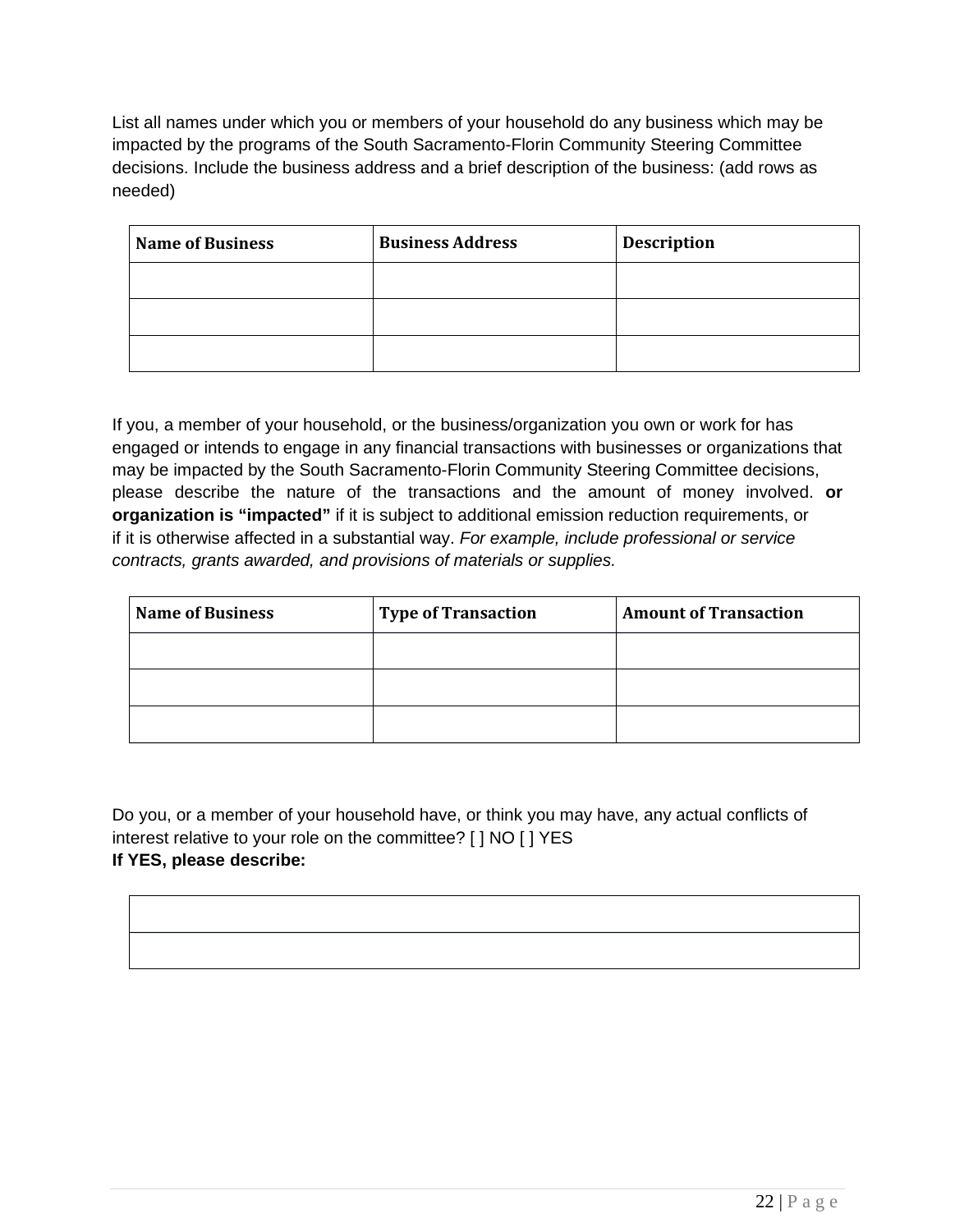List all names under which you or members of your household do any business which may be impacted by the programs of the South Sacramento-Florin Community Steering Committee decisions. Include the business address and a brief description of the business: (add rows as needed)

| Name of Business | Business Address | Description |
|---|---|---|
| | | |
| | | |
| | | |

If you, a member of your household, or the business/organization you own or work for has engaged or intends to engage in any financial transactions with businesses or organizations that may be impacted by the South Sacramento-Florin Community Steering Committee decisions, please describe the nature of the transactions and the amount of money involved. **or organization is "impacted"** if it is subject to additional emission reduction requirements, or if it is otherwise affected in a substantial way. *For example, include professional or service contracts, grants awarded, and provisions of materials or supplies.*

| Name of Business | Type of Transaction | Amount of Transaction |
|---|---|---|
| | | |
| | | |
| | | |

Do you, or a member of your household have, or think you may have, any actual conflicts of interest relative to your role on the committee? [ ] NO [ ] YES
**If YES, please describe:**

| |
|---|
| |
| |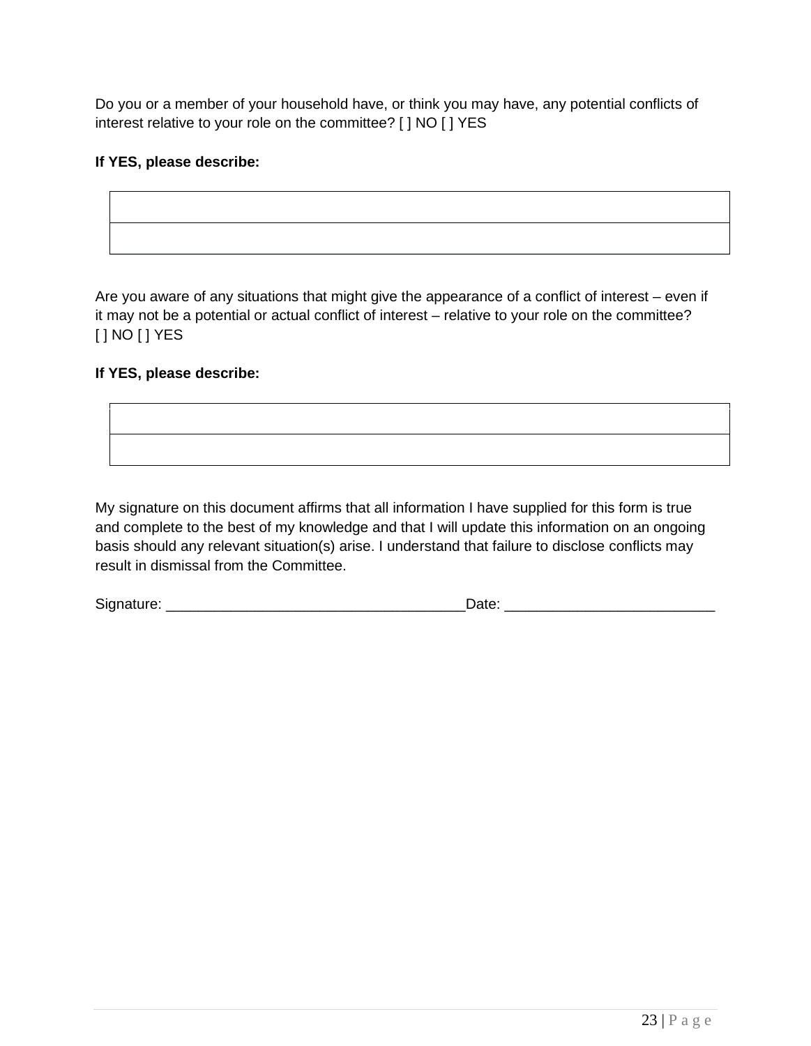Do you or a member of your household have, or think you may have, any potential conflicts of interest relative to your role on the committee? [ ] NO [ ] YES

**If YES, please describe:**

| |
|---|
| |
| |

Are you aware of any situations that might give the appearance of a conflict of interest – even if it may not be a potential or actual conflict of interest – relative to your role on the committee?
[ ] NO [ ] YES

**If YES, please describe:**

| |
|---|
| |
| |

My signature on this document affirms that all information I have supplied for this form is true and complete to the best of my knowledge and that I will update this information on an ongoing basis should any relevant situation(s) arise. I understand that failure to disclose conflicts may result in dismissal from the Committee.

Signature: ____________________________________Date: _________________________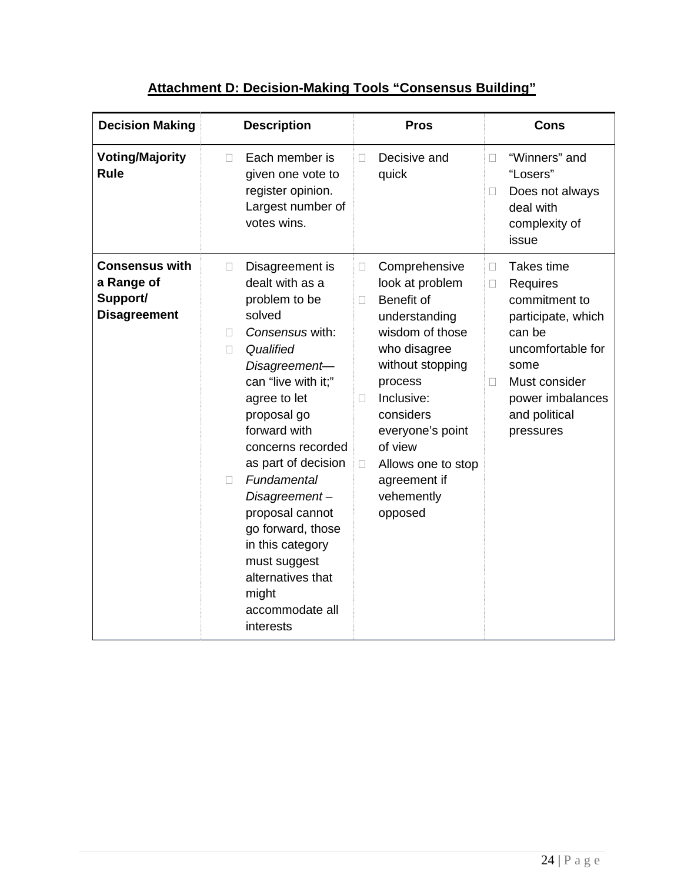**Attachment D: Decision-Making Tools "Consensus Building"**

| Decision Making | Description | Pros | Cons |
|---|---|---|---|
| **Voting/Majority Rule** | • Each member is given one vote to register opinion. Largest number of votes wins. | • Decisive and quick | • "Winners" and "Losers"<br>• Does not always deal with complexity of issue |
| **Consensus with a Range of Support/ Disagreement** | • Disagreement is dealt with as a problem to be solved<br>• *Consensus* with:<br>• *Qualified Disagreement*— can "live with it;" agree to let proposal go forward with concerns recorded as part of decision<br>• *Fundamental Disagreement* – proposal cannot go forward, those in this category must suggest alternatives that might accommodate all interests | • Comprehensive look at problem<br>• Benefit of understanding wisdom of those who disagree without stopping process<br>• Inclusive: considers everyone's point of view<br>• Allows one to stop agreement if vehemently opposed | • Takes time<br>• Requires commitment to participate, which can be uncomfortable for some<br>• Must consider power imbalances and political pressures |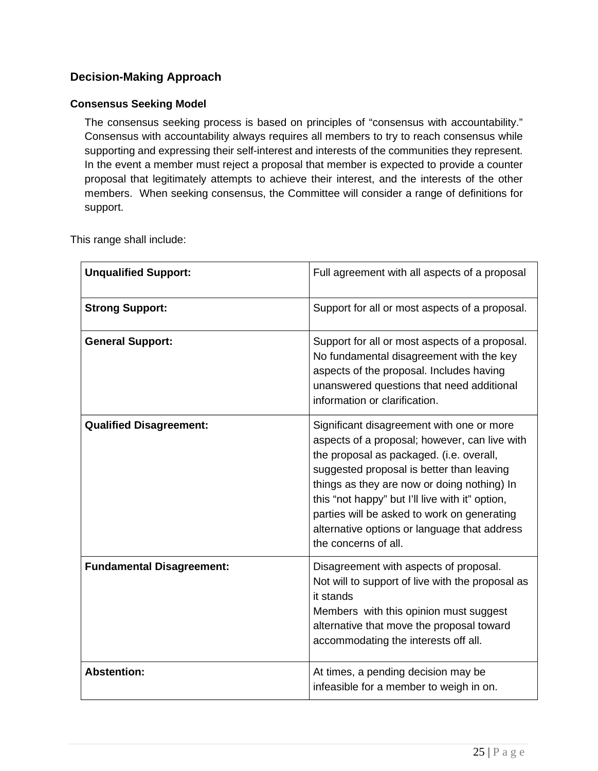## Decision-Making Approach

### Consensus Seeking Model

The consensus seeking process is based on principles of "consensus with accountability." Consensus with accountability always requires all members to try to reach consensus while supporting and expressing their self-interest and interests of the communities they represent. In the event a member must reject a proposal that member is expected to provide a counter proposal that legitimately attempts to achieve their interest, and the interests of the other members. When seeking consensus, the Committee will consider a range of definitions for support.

This range shall include:

| | |
|---|---|
| **Unqualified Support:** | Full agreement with all aspects of a proposal |
| **Strong Support:** | Support for all or most aspects of a proposal. |
| **General Support:** | Support for all or most aspects of a proposal. No fundamental disagreement with the key aspects of the proposal. Includes having unanswered questions that need additional information or clarification. |
| **Qualified Disagreement:** | Significant disagreement with one or more aspects of a proposal; however, can live with the proposal as packaged. (i.e. overall, suggested proposal is better than leaving things as they are now or doing nothing) In this "not happy" but I'll live with it" option, parties will be asked to work on generating alternative options or language that address the concerns of all. |
| **Fundamental Disagreement:** | Disagreement with aspects of proposal.<br>Not will to support of live with the proposal as it stands<br>Members with this opinion must suggest alternative that move the proposal toward accommodating the interests off all. |
| **Abstention:** | At times, a pending decision may be infeasible for a member to weigh in on. |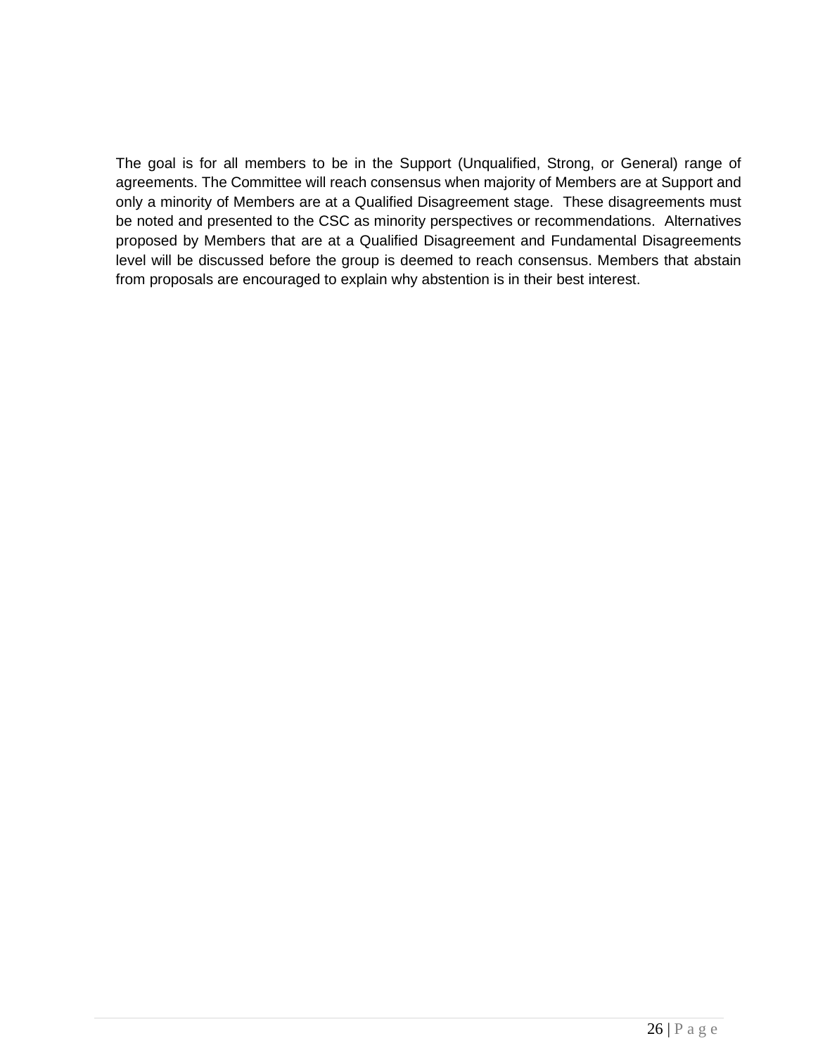The goal is for all members to be in the Support (Unqualified, Strong, or General) range of agreements. The Committee will reach consensus when majority of Members are at Support and only a minority of Members are at a Qualified Disagreement stage. These disagreements must be noted and presented to the CSC as minority perspectives or recommendations. Alternatives proposed by Members that are at a Qualified Disagreement and Fundamental Disagreements level will be discussed before the group is deemed to reach consensus. Members that abstain from proposals are encouraged to explain why abstention is in their best interest.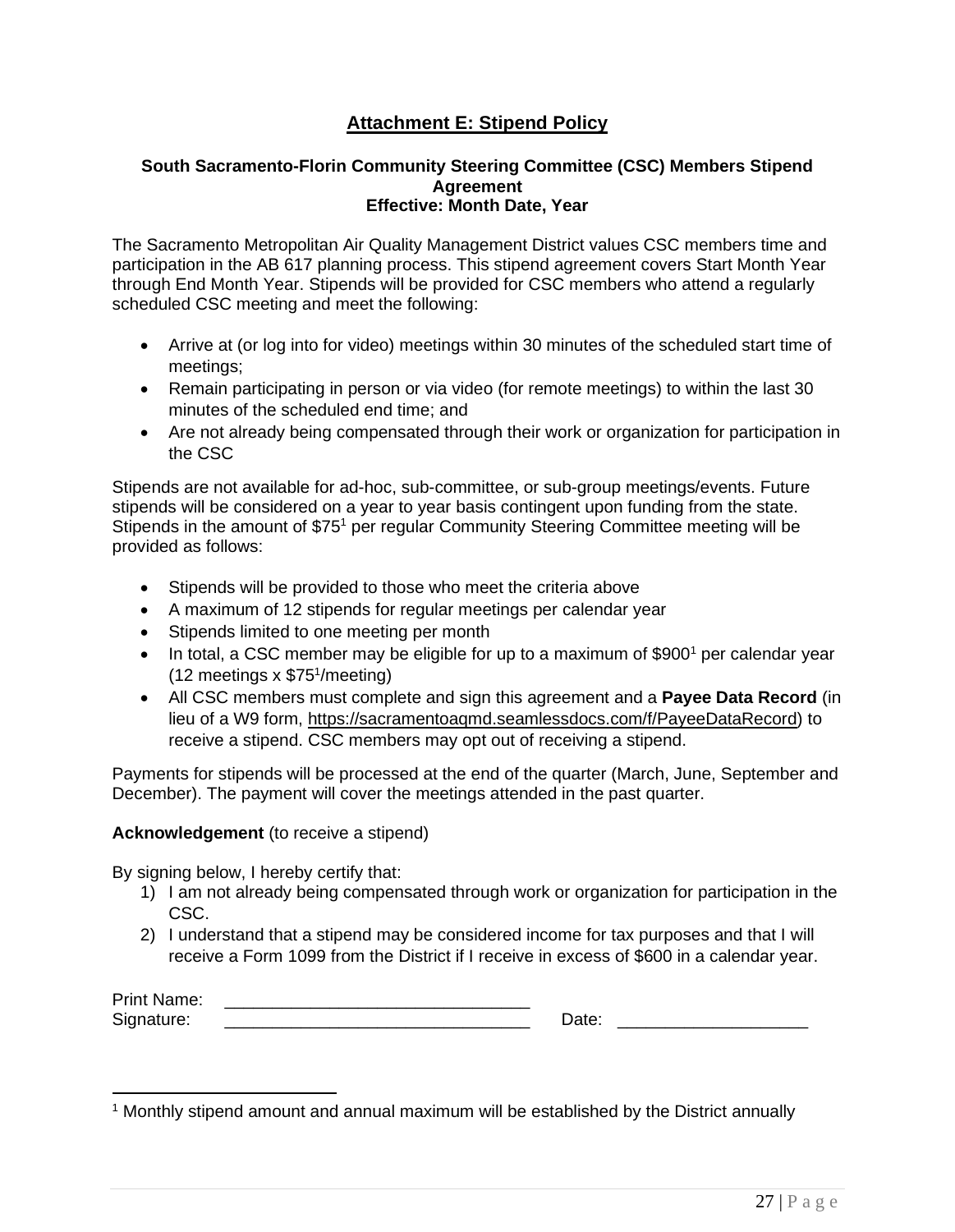## Attachment E: Stipend Policy

### South Sacramento-Florin Community Steering Committee (CSC) Members Stipend Agreement
### Effective: Month Date, Year

The Sacramento Metropolitan Air Quality Management District values CSC members time and participation in the AB 617 planning process. This stipend agreement covers Start Month Year through End Month Year. Stipends will be provided for CSC members who attend a regularly scheduled CSC meeting and meet the following:

- Arrive at (or log into for video) meetings within 30 minutes of the scheduled start time of meetings;
- Remain participating in person or via video (for remote meetings) to within the last 30 minutes of the scheduled end time; and
- Are not already being compensated through their work or organization for participation in the CSC

Stipends are not available for ad-hoc, sub-committee, or sub-group meetings/events. Future stipends will be considered on a year to year basis contingent upon funding from the state. Stipends in the amount of $75[1] per regular Community Steering Committee meeting will be provided as follows:

- Stipends will be provided to those who meet the criteria above
- A maximum of 12 stipends for regular meetings per calendar year
- Stipends limited to one meeting per month
- In total, a CSC member may be eligible for up to a maximum of $900[1] per calendar year (12 meetings x $75[1]/meeting)
- All CSC members must complete and sign this agreement and a **Payee Data Record** (in lieu of a W9 form, https://sacramentoaqmd.seamlessdocs.com/f/PayeeDataRecord) to receive a stipend. CSC members may opt out of receiving a stipend.

Payments for stipends will be processed at the end of the quarter (March, June, September and December). The payment will cover the meetings attended in the past quarter.

**Acknowledgement** (to receive a stipend)

By signing below, I hereby certify that:

1) I am not already being compensated through work or organization for participation in the CSC.
2) I understand that a stipend may be considered income for tax purposes and that I will receive a Form 1099 from the District if I receive in excess of $600 in a calendar year.

Print Name: ________________________________
Signature: ________________________________ Date: ____________________

[1] Monthly stipend amount and annual maximum will be established by the District annually